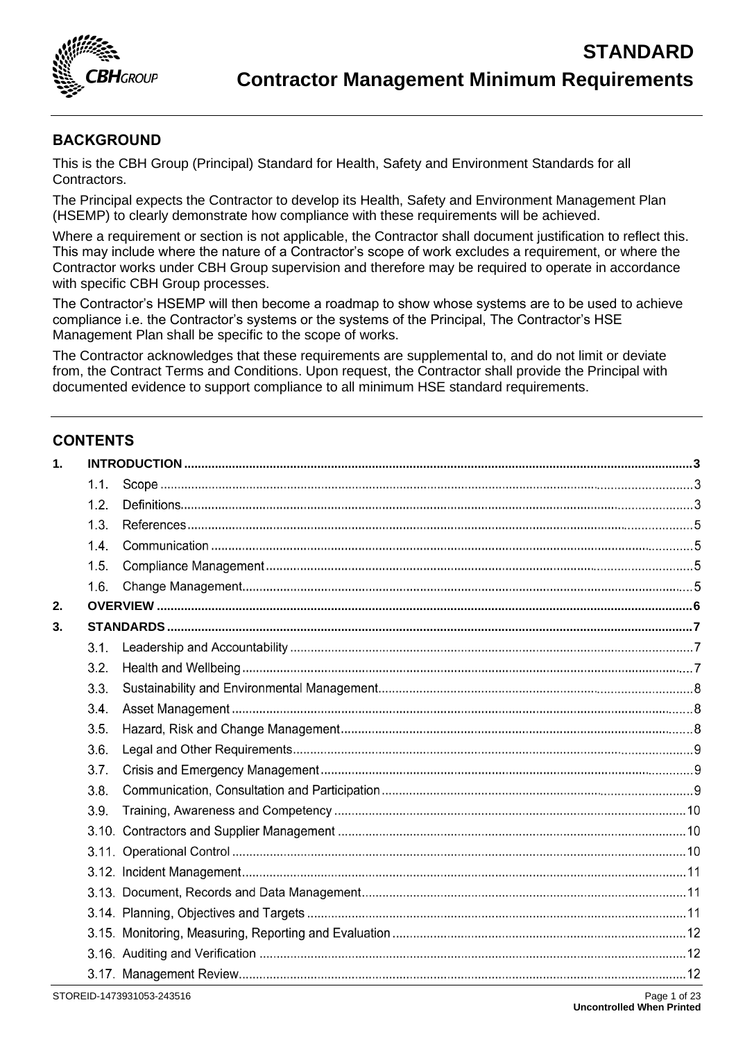# STANDARD

# Contractor Management Minimum Requirements

## BACKGROUND

This is the CBH Group (Principal) Standard for Health, Safety and Environment Standards for all Contractors.

The Principal expects the Contractor to develop its Health, Safety and Environment Management Plan (HSEMP) to clearly demonstrate how compliance with these requirements will be achieved.

Where a requirement or section is not applicable, the Contractor shall document justification to reflect this. This may include where the nature of a Contractor's scope of work excludes a requirement, or where the Contractor works under CBH Group supervision and therefore may be required to operate in accordance with specific CBH Group processes.

The Contractor's HSEMP will then become a roadmap to show whose systems are to be used to achieve compliance i.e. the Contractor's systems or the systems of the Principal, The Contractor's HSE Management Plan shall be specific to the scope of works.

The Contractor acknowledges that these requirements are supplemental to, and do not limit or deviate from, the Contract Terms and Conditions. Upon request, the Contractor shall provide the Principal with documented evidence to support compliance to all minimum HSE standard requirements.

## CONTENTS

**1. INTRODUCTION** ... 3
- 1.1. Scope ... 3
- 1.2. Definitions ... 3
- 1.3. References ... 5
- 1.4. Communication ... 5
- 1.5. Compliance Management ... 5
- 1.6. Change Management ... 5

**2. OVERVIEW** ... 6

**3. STANDARDS** ... 7
- 3.1. Leadership and Accountability ... 7
- 3.2. Health and Wellbeing ... 7
- 3.3. Sustainability and Environmental Management ... 8
- 3.4. Asset Management ... 8
- 3.5. Hazard, Risk and Change Management ... 8
- 3.6. Legal and Other Requirements ... 9
- 3.7. Crisis and Emergency Management ... 9
- 3.8. Communication, Consultation and Participation ... 9
- 3.9. Training, Awareness and Competency ... 10
- 3.10. Contractors and Supplier Management ... 10
- 3.11. Operational Control ... 10
- 3.12. Incident Management ... 11
- 3.13. Document, Records and Data Management ... 11
- 3.14. Planning, Objectives and Targets ... 11
- 3.15. Monitoring, Measuring, Reporting and Evaluation ... 12
- 3.16. Auditing and Verification ... 12
- 3.17. Management Review ... 12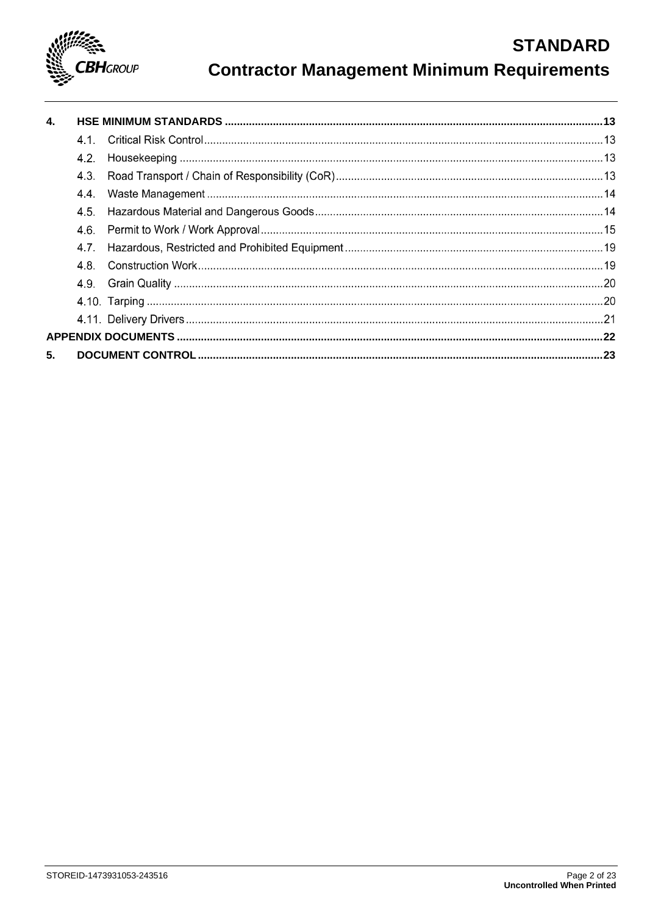| | | |
|---|---|---|
| **4.** | **HSE MINIMUM STANDARDS** | **13** |
| 4.1. | Critical Risk Control | 13 |
| 4.2. | Housekeeping | 13 |
| 4.3. | Road Transport / Chain of Responsibility (CoR) | 13 |
| 4.4. | Waste Management | 14 |
| 4.5. | Hazardous Material and Dangerous Goods | 14 |
| 4.6. | Permit to Work / Work Approval | 15 |
| 4.7. | Hazardous, Restricted and Prohibited Equipment | 19 |
| 4.8. | Construction Work | 19 |
| 4.9. | Grain Quality | 20 |
| 4.10. | Tarping | 20 |
| 4.11. | Delivery Drivers | 21 |
| | **APPENDIX DOCUMENTS** | **22** |
| **5.** | **DOCUMENT CONTROL** | **23** |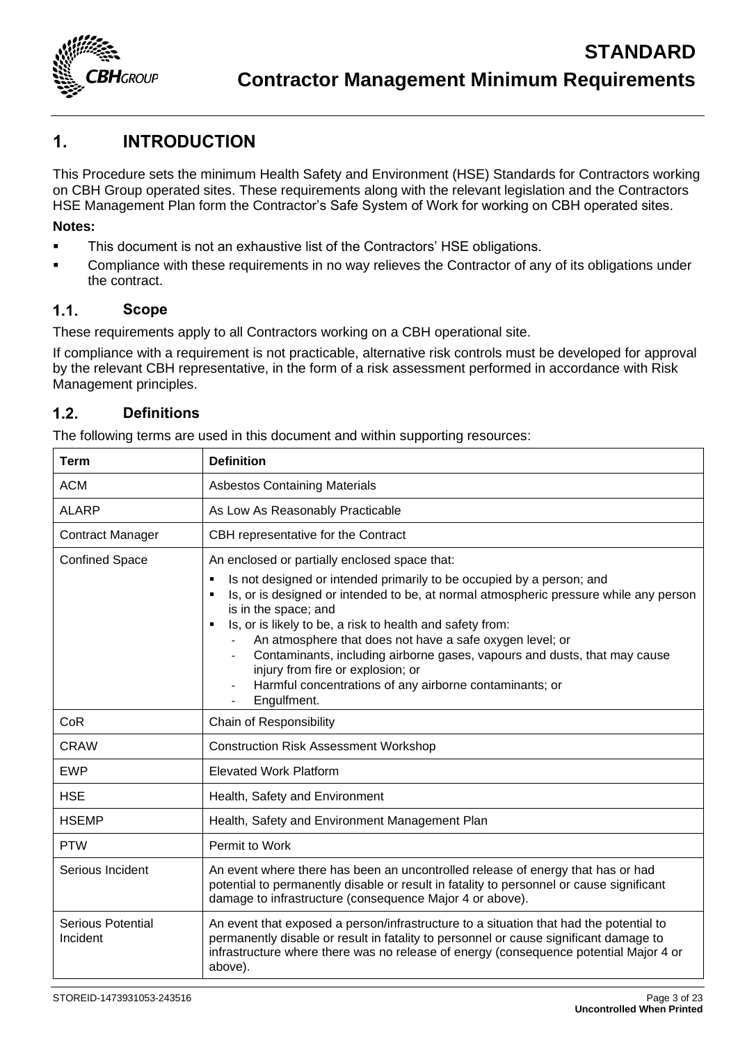# 1. INTRODUCTION

This Procedure sets the minimum Health Safety and Environment (HSE) Standards for Contractors working on CBH Group operated sites. These requirements along with the relevant legislation and the Contractors HSE Management Plan form the Contractor's Safe System of Work for working on CBH operated sites.

**Notes:**

- This document is not an exhaustive list of the Contractors' HSE obligations.
- Compliance with these requirements in no way relieves the Contractor of any of its obligations under the contract.

## 1.1. Scope

These requirements apply to all Contractors working on a CBH operational site.

If compliance with a requirement is not practicable, alternative risk controls must be developed for approval by the relevant CBH representative, in the form of a risk assessment performed in accordance with Risk Management principles.

## 1.2. Definitions

The following terms are used in this document and within supporting resources:

| Term | Definition |
|---|---|
| ACM | Asbestos Containing Materials |
| ALARP | As Low As Reasonably Practicable |
| Contract Manager | CBH representative for the Contract |
| Confined Space | An enclosed or partially enclosed space that:<br>▪ Is not designed or intended primarily to be occupied by a person; and<br>▪ Is, or is designed or intended to be, at normal atmospheric pressure while any person is in the space; and<br>▪ Is, or is likely to be, a risk to health and safety from:<br>- An atmosphere that does not have a safe oxygen level; or<br>- Contaminants, including airborne gases, vapours and dusts, that may cause injury from fire or explosion; or<br>- Harmful concentrations of any airborne contaminants; or<br>- Engulfment. |
| CoR | Chain of Responsibility |
| CRAW | Construction Risk Assessment Workshop |
| EWP | Elevated Work Platform |
| HSE | Health, Safety and Environment |
| HSEMP | Health, Safety and Environment Management Plan |
| PTW | Permit to Work |
| Serious Incident | An event where there has been an uncontrolled release of energy that has or had potential to permanently disable or result in fatality to personnel or cause significant damage to infrastructure (consequence Major 4 or above). |
| Serious Potential Incident | An event that exposed a person/infrastructure to a situation that had the potential to permanently disable or result in fatality to personnel or cause significant damage to infrastructure where there was no release of energy (consequence potential Major 4 or above). |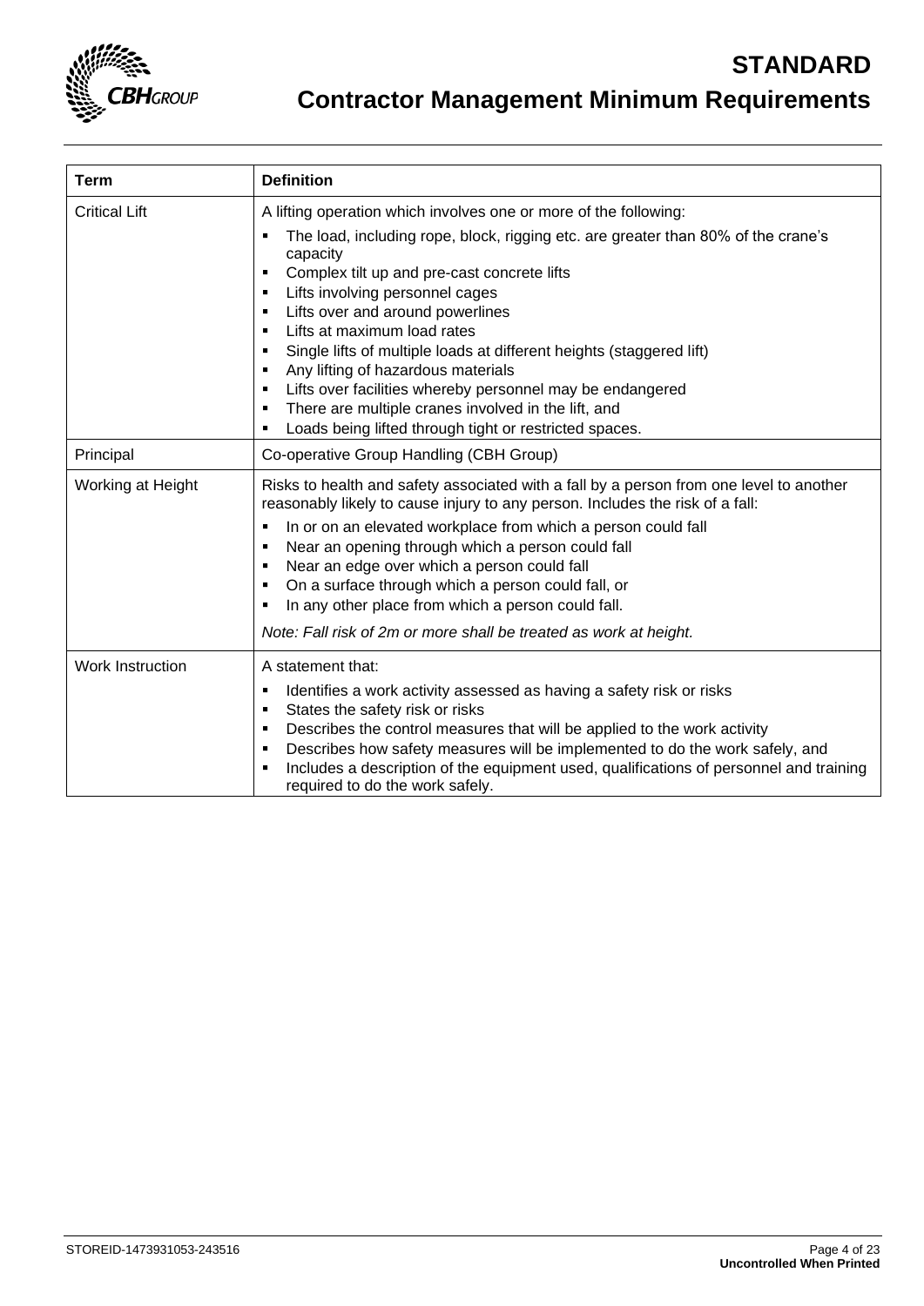| Term | Definition |
|---|---|
| Critical Lift | A lifting operation which involves one or more of the following:<br>▪ The load, including rope, block, rigging etc. are greater than 80% of the crane's capacity<br>▪ Complex tilt up and pre-cast concrete lifts<br>▪ Lifts involving personnel cages<br>▪ Lifts over and around powerlines<br>▪ Lifts at maximum load rates<br>▪ Single lifts of multiple loads at different heights (staggered lift)<br>▪ Any lifting of hazardous materials<br>▪ Lifts over facilities whereby personnel may be endangered<br>▪ There are multiple cranes involved in the lift, and<br>▪ Loads being lifted through tight or restricted spaces. |
| Principal | Co-operative Group Handling (CBH Group) |
| Working at Height | Risks to health and safety associated with a fall by a person from one level to another reasonably likely to cause injury to any person. Includes the risk of a fall:<br>▪ In or on an elevated workplace from which a person could fall<br>▪ Near an opening through which a person could fall<br>▪ Near an edge over which a person could fall<br>▪ On a surface through which a person could fall, or<br>▪ In any other place from which a person could fall.<br>*Note: Fall risk of 2m or more shall be treated as work at height.* |
| Work Instruction | A statement that:<br>▪ Identifies a work activity assessed as having a safety risk or risks<br>▪ States the safety risk or risks<br>▪ Describes the control measures that will be applied to the work activity<br>▪ Describes how safety measures will be implemented to do the work safely, and<br>▪ Includes a description of the equipment used, qualifications of personnel and training required to do the work safely. |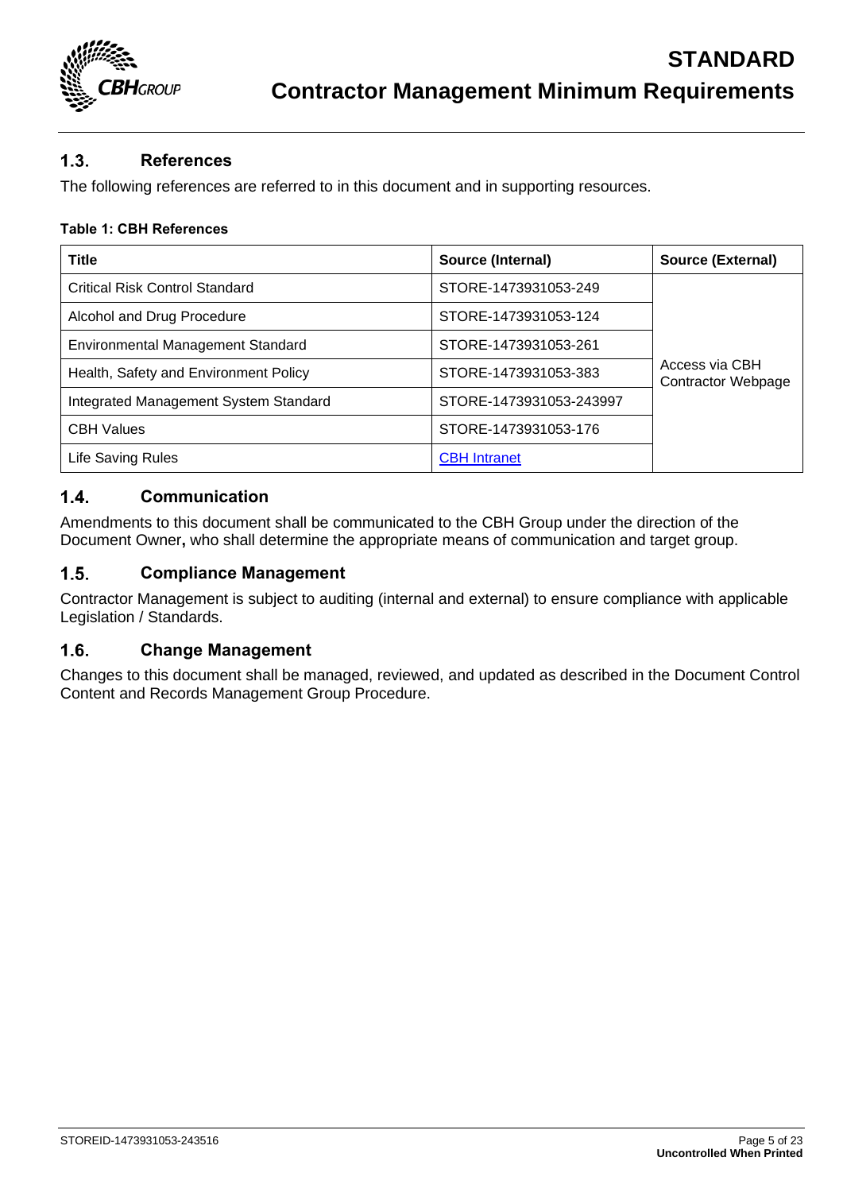## 1.3. References

The following references are referred to in this document and in supporting resources.

**Table 1: CBH References**

| Title | Source (Internal) | Source (External) |
|---|---|---|
| Critical Risk Control Standard | STORE-1473931053-249 | Access via CBH Contractor Webpage |
| Alcohol and Drug Procedure | STORE-1473931053-124 | |
| Environmental Management Standard | STORE-1473931053-261 | |
| Health, Safety and Environment Policy | STORE-1473931053-383 | |
| Integrated Management System Standard | STORE-1473931053-243997 | |
| CBH Values | STORE-1473931053-176 | |
| Life Saving Rules | CBH Intranet | |

## 1.4. Communication

Amendments to this document shall be communicated to the CBH Group under the direction of the Document Owner**,** who shall determine the appropriate means of communication and target group.

## 1.5. Compliance Management

Contractor Management is subject to auditing (internal and external) to ensure compliance with applicable Legislation / Standards.

## 1.6. Change Management

Changes to this document shall be managed, reviewed, and updated as described in the Document Control Content and Records Management Group Procedure.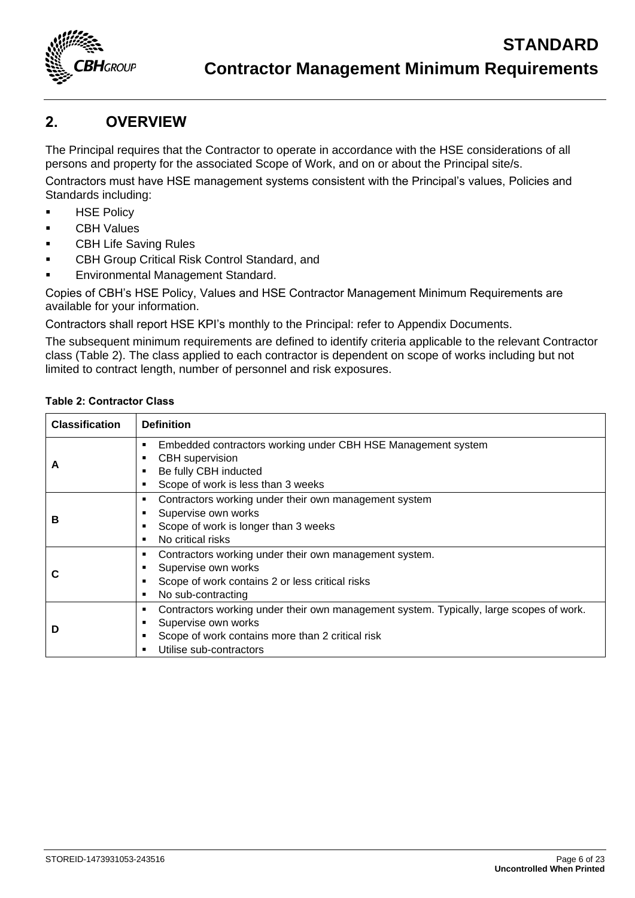## 2. OVERVIEW

The Principal requires that the Contractor to operate in accordance with the HSE considerations of all persons and property for the associated Scope of Work, and on or about the Principal site/s.

Contractors must have HSE management systems consistent with the Principal's values, Policies and Standards including:

- HSE Policy
- CBH Values
- CBH Life Saving Rules
- CBH Group Critical Risk Control Standard, and
- Environmental Management Standard.

Copies of CBH's HSE Policy, Values and HSE Contractor Management Minimum Requirements are available for your information.

Contractors shall report HSE KPI's monthly to the Principal: refer to Appendix Documents.

The subsequent minimum requirements are defined to identify criteria applicable to the relevant Contractor class (Table 2). The class applied to each contractor is dependent on scope of works including but not limited to contract length, number of personnel and risk exposures.

**Table 2: Contractor Class**

| Classification | Definition |
|---|---|
| **A** | ▪ Embedded contractors working under CBH HSE Management system<br>▪ CBH supervision<br>▪ Be fully CBH inducted<br>▪ Scope of work is less than 3 weeks |
| **B** | ▪ Contractors working under their own management system<br>▪ Supervise own works<br>▪ Scope of work is longer than 3 weeks<br>▪ No critical risks |
| **C** | ▪ Contractors working under their own management system.<br>▪ Supervise own works<br>▪ Scope of work contains 2 or less critical risks<br>▪ No sub-contracting |
| **D** | ▪ Contractors working under their own management system. Typically, large scopes of work.<br>▪ Supervise own works<br>▪ Scope of work contains more than 2 critical risk<br>▪ Utilise sub-contractors |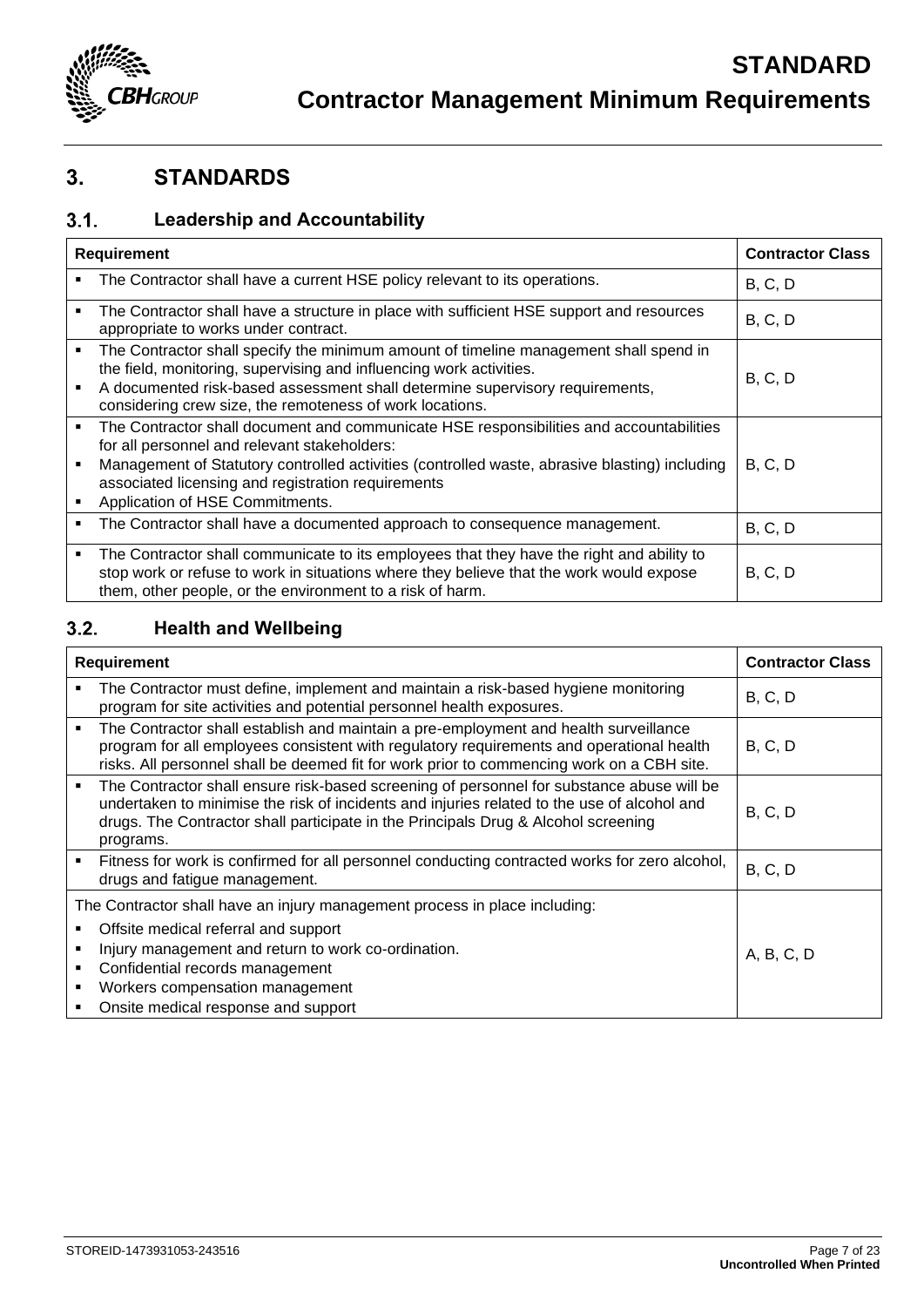## 3. STANDARDS

### 3.1. Leadership and Accountability

| Requirement | Contractor Class |
|---|---|
| ▪ The Contractor shall have a current HSE policy relevant to its operations. | B, C, D |
| ▪ The Contractor shall have a structure in place with sufficient HSE support and resources appropriate to works under contract. | B, C, D |
| ▪ The Contractor shall specify the minimum amount of timeline management shall spend in the field, monitoring, supervising and influencing work activities.<br>▪ A documented risk-based assessment shall determine supervisory requirements, considering crew size, the remoteness of work locations. | B, C, D |
| ▪ The Contractor shall document and communicate HSE responsibilities and accountabilities for all personnel and relevant stakeholders:<br>▪ Management of Statutory controlled activities (controlled waste, abrasive blasting) including associated licensing and registration requirements<br>▪ Application of HSE Commitments. | B, C, D |
| ▪ The Contractor shall have a documented approach to consequence management. | B, C, D |
| ▪ The Contractor shall communicate to its employees that they have the right and ability to stop work or refuse to work in situations where they believe that the work would expose them, other people, or the environment to a risk of harm. | B, C, D |

### 3.2. Health and Wellbeing

| Requirement | Contractor Class |
|---|---|
| ▪ The Contractor must define, implement and maintain a risk-based hygiene monitoring program for site activities and potential personnel health exposures. | B, C, D |
| ▪ The Contractor shall establish and maintain a pre-employment and health surveillance program for all employees consistent with regulatory requirements and operational health risks. All personnel shall be deemed fit for work prior to commencing work on a CBH site. | B, C, D |
| ▪ The Contractor shall ensure risk-based screening of personnel for substance abuse will be undertaken to minimise the risk of incidents and injuries related to the use of alcohol and drugs. The Contractor shall participate in the Principals Drug & Alcohol screening programs. | B, C, D |
| ▪ Fitness for work is confirmed for all personnel conducting contracted works for zero alcohol, drugs and fatigue management. | B, C, D |
| The Contractor shall have an injury management process in place including:<br>▪ Offsite medical referral and support<br>▪ Injury management and return to work co-ordination.<br>▪ Confidential records management<br>▪ Workers compensation management<br>▪ Onsite medical response and support | A, B, C, D |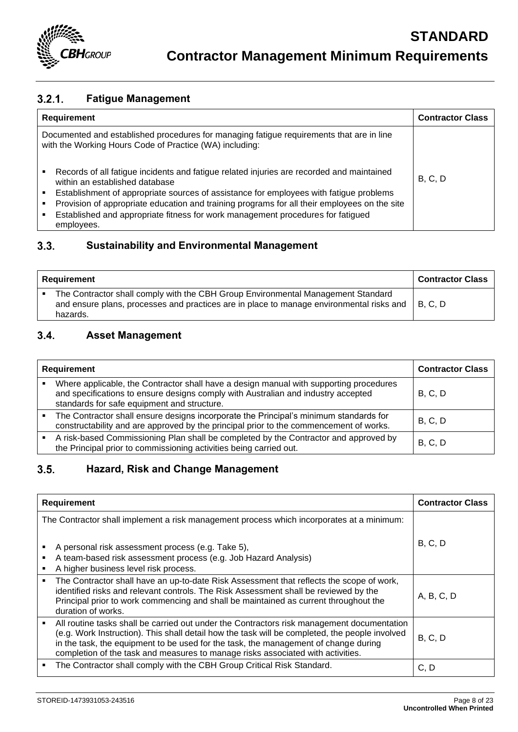### 3.2.1. Fatigue Management

| Requirement | Contractor Class |
|---|---|
| Documented and established procedures for managing fatigue requirements that are in line with the Working Hours Code of Practice (WA) including:<br><br>▪ Records of all fatigue incidents and fatigue related injuries are recorded and maintained within an established database<br>▪ Establishment of appropriate sources of assistance for employees with fatigue problems<br>▪ Provision of appropriate education and training programs for all their employees on the site<br>▪ Established and appropriate fitness for work management procedures for fatigued employees. | B, C, D |

## 3.3. Sustainability and Environmental Management

| Requirement | Contractor Class |
|---|---|
| ▪ The Contractor shall comply with the CBH Group Environmental Management Standard and ensure plans, processes and practices are in place to manage environmental risks and hazards. | B, C, D |

## 3.4. Asset Management

| Requirement | Contractor Class |
|---|---|
| ▪ Where applicable, the Contractor shall have a design manual with supporting procedures and specifications to ensure designs comply with Australian and industry accepted standards for safe equipment and structure. | B, C, D |
| ▪ The Contractor shall ensure designs incorporate the Principal's minimum standards for constructability and are approved by the principal prior to the commencement of works. | B, C, D |
| ▪ A risk-based Commissioning Plan shall be completed by the Contractor and approved by the Principal prior to commissioning activities being carried out. | B, C, D |

## 3.5. Hazard, Risk and Change Management

| Requirement | Contractor Class |
|---|---|
| The Contractor shall implement a risk management process which incorporates at a minimum:<br><br>▪ A personal risk assessment process (e.g. Take 5),<br>▪ A team-based risk assessment process (e.g. Job Hazard Analysis)<br>▪ A higher business level risk process. | B, C, D |
| ▪ The Contractor shall have an up-to-date Risk Assessment that reflects the scope of work, identified risks and relevant controls. The Risk Assessment shall be reviewed by the Principal prior to work commencing and shall be maintained as current throughout the duration of works. | A, B, C, D |
| ▪ All routine tasks shall be carried out under the Contractors risk management documentation (e.g. Work Instruction). This shall detail how the task will be completed, the people involved in the task, the equipment to be used for the task, the management of change during completion of the task and measures to manage risks associated with activities. | B, C, D |
| ▪ The Contractor shall comply with the CBH Group Critical Risk Standard. | C, D |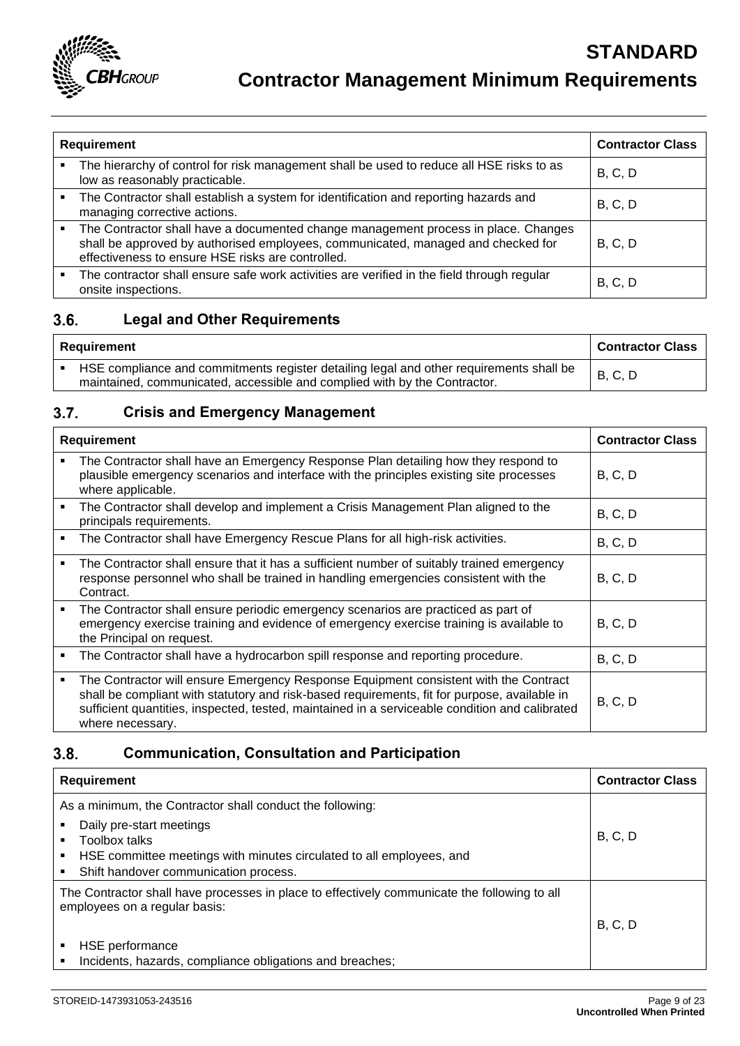| Requirement | Contractor Class |
|---|---|
| ▪ The hierarchy of control for risk management shall be used to reduce all HSE risks to as low as reasonably practicable. | B, C, D |
| ▪ The Contractor shall establish a system for identification and reporting hazards and managing corrective actions. | B, C, D |
| ▪ The Contractor shall have a documented change management process in place. Changes shall be approved by authorised employees, communicated, managed and checked for effectiveness to ensure HSE risks are controlled. | B, C, D |
| ▪ The contractor shall ensure safe work activities are verified in the field through regular onsite inspections. | B, C, D |

### 3.6. Legal and Other Requirements

| Requirement | Contractor Class |
|---|---|
| ▪ HSE compliance and commitments register detailing legal and other requirements shall be maintained, communicated, accessible and complied with by the Contractor. | B, C, D |

### 3.7. Crisis and Emergency Management

| Requirement | Contractor Class |
|---|---|
| ▪ The Contractor shall have an Emergency Response Plan detailing how they respond to plausible emergency scenarios and interface with the principles existing site processes where applicable. | B, C, D |
| ▪ The Contractor shall develop and implement a Crisis Management Plan aligned to the principals requirements. | B, C, D |
| ▪ The Contractor shall have Emergency Rescue Plans for all high-risk activities. | B, C, D |
| ▪ The Contractor shall ensure that it has a sufficient number of suitably trained emergency response personnel who shall be trained in handling emergencies consistent with the Contract. | B, C, D |
| ▪ The Contractor shall ensure periodic emergency scenarios are practiced as part of emergency exercise training and evidence of emergency exercise training is available to the Principal on request. | B, C, D |
| ▪ The Contractor shall have a hydrocarbon spill response and reporting procedure. | B, C, D |
| ▪ The Contractor will ensure Emergency Response Equipment consistent with the Contract shall be compliant with statutory and risk-based requirements, fit for purpose, available in sufficient quantities, inspected, tested, maintained in a serviceable condition and calibrated where necessary. | B, C, D |

### 3.8. Communication, Consultation and Participation

| Requirement | Contractor Class |
|---|---|
| As a minimum, the Contractor shall conduct the following:<br>▪ Daily pre-start meetings<br>▪ Toolbox talks<br>▪ HSE committee meetings with minutes circulated to all employees, and<br>▪ Shift handover communication process. | B, C, D |
| The Contractor shall have processes in place to effectively communicate the following to all employees on a regular basis:<br>▪ HSE performance<br>▪ Incidents, hazards, compliance obligations and breaches; | B, C, D |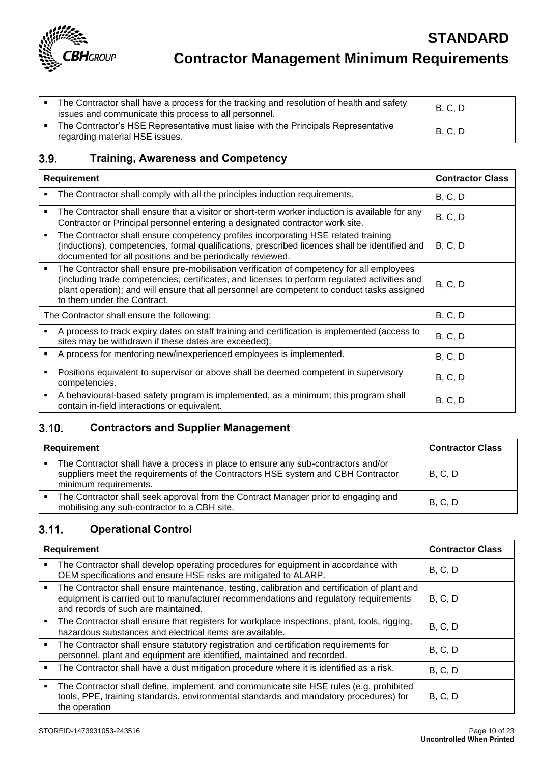| Requirement | Contractor Class |
|---|---|
| ▪ The Contractor shall have a process for the tracking and resolution of health and safety issues and communicate this process to all personnel. | B, C, D |
| ▪ The Contractor's HSE Representative must liaise with the Principals Representative regarding material HSE issues. | B, C, D |

## 3.9. Training, Awareness and Competency

| Requirement | Contractor Class |
|---|---|
| ▪ The Contractor shall comply with all the principles induction requirements. | B, C, D |
| ▪ The Contractor shall ensure that a visitor or short-term worker induction is available for any Contractor or Principal personnel entering a designated contractor work site. | B, C, D |
| ▪ The Contractor shall ensure competency profiles incorporating HSE related training (inductions), competencies, formal qualifications, prescribed licences shall be identified and documented for all positions and be periodically reviewed. | B, C, D |
| ▪ The Contractor shall ensure pre-mobilisation verification of competency for all employees (including trade competencies, certificates, and licenses to perform regulated activities and plant operation); and will ensure that all personnel are competent to conduct tasks assigned to them under the Contract. | B, C, D |
| The Contractor shall ensure the following: | B, C, D |
| ▪ A process to track expiry dates on staff training and certification is implemented (access to sites may be withdrawn if these dates are exceeded). | B, C, D |
| ▪ A process for mentoring new/inexperienced employees is implemented. | B, C, D |
| ▪ Positions equivalent to supervisor or above shall be deemed competent in supervisory competencies. | B, C, D |
| ▪ A behavioural-based safety program is implemented, as a minimum; this program shall contain in-field interactions or equivalent. | B, C, D |

## 3.10. Contractors and Supplier Management

| Requirement | Contractor Class |
|---|---|
| ▪ The Contractor shall have a process in place to ensure any sub-contractors and/or suppliers meet the requirements of the Contractors HSE system and CBH Contractor minimum requirements. | B, C, D |
| ▪ The Contractor shall seek approval from the Contract Manager prior to engaging and mobilising any sub-contractor to a CBH site. | B, C, D |

## 3.11. Operational Control

| Requirement | Contractor Class |
|---|---|
| ▪ The Contractor shall develop operating procedures for equipment in accordance with OEM specifications and ensure HSE risks are mitigated to ALARP. | B, C, D |
| ▪ The Contractor shall ensure maintenance, testing, calibration and certification of plant and equipment is carried out to manufacturer recommendations and regulatory requirements and records of such are maintained. | B, C, D |
| ▪ The Contractor shall ensure that registers for workplace inspections, plant, tools, rigging, hazardous substances and electrical items are available. | B, C, D |
| ▪ The Contractor shall ensure statutory registration and certification requirements for personnel, plant and equipment are identified, maintained and recorded. | B, C, D |
| ▪ The Contractor shall have a dust mitigation procedure where it is identified as a risk. | B, C, D |
| ▪ The Contractor shall define, implement, and communicate site HSE rules (e.g. prohibited tools, PPE, training standards, environmental standards and mandatory procedures) for the operation | B, C, D |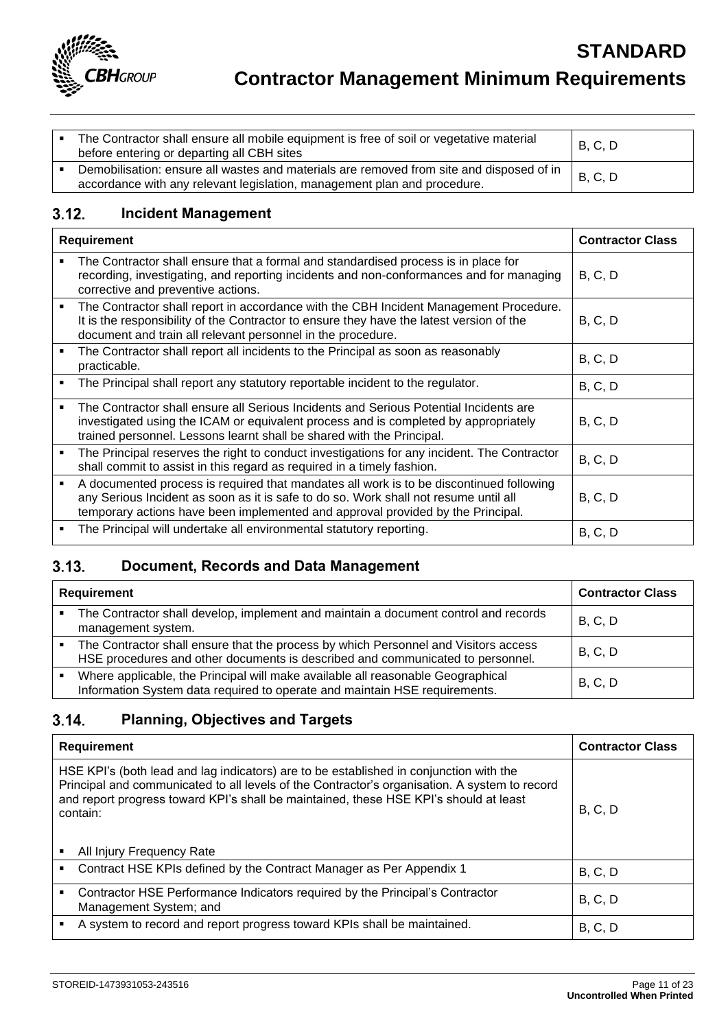| | |
|---|---|
| ▪ The Contractor shall ensure all mobile equipment is free of soil or vegetative material before entering or departing all CBH sites | B, C, D |
| ▪ Demobilisation: ensure all wastes and materials are removed from site and disposed of in accordance with any relevant legislation, management plan and procedure. | B, C, D |

## 3.12. Incident Management

| Requirement | Contractor Class |
|---|---|
| ▪ The Contractor shall ensure that a formal and standardised process is in place for recording, investigating, and reporting incidents and non-conformances and for managing corrective and preventive actions. | B, C, D |
| ▪ The Contractor shall report in accordance with the CBH Incident Management Procedure. It is the responsibility of the Contractor to ensure they have the latest version of the document and train all relevant personnel in the procedure. | B, C, D |
| ▪ The Contractor shall report all incidents to the Principal as soon as reasonably practicable. | B, C, D |
| ▪ The Principal shall report any statutory reportable incident to the regulator. | B, C, D |
| ▪ The Contractor shall ensure all Serious Incidents and Serious Potential Incidents are investigated using the ICAM or equivalent process and is completed by appropriately trained personnel. Lessons learnt shall be shared with the Principal. | B, C, D |
| ▪ The Principal reserves the right to conduct investigations for any incident. The Contractor shall commit to assist in this regard as required in a timely fashion. | B, C, D |
| ▪ A documented process is required that mandates all work is to be discontinued following any Serious Incident as soon as it is safe to do so. Work shall not resume until all temporary actions have been implemented and approval provided by the Principal. | B, C, D |
| ▪ The Principal will undertake all environmental statutory reporting. | B, C, D |

## 3.13. Document, Records and Data Management

| Requirement | Contractor Class |
|---|---|
| ▪ The Contractor shall develop, implement and maintain a document control and records management system. | B, C, D |
| ▪ The Contractor shall ensure that the process by which Personnel and Visitors access HSE procedures and other documents is described and communicated to personnel. | B, C, D |
| ▪ Where applicable, the Principal will make available all reasonable Geographical Information System data required to operate and maintain HSE requirements. | B, C, D |

## 3.14. Planning, Objectives and Targets

| Requirement | Contractor Class |
|---|---|
| HSE KPI's (both lead and lag indicators) are to be established in conjunction with the Principal and communicated to all levels of the Contractor's organisation. A system to record and report progress toward KPI's shall be maintained, these HSE KPI's should at least contain:<br><br>▪ All Injury Frequency Rate | B, C, D |
| ▪ Contract HSE KPIs defined by the Contract Manager as Per Appendix 1 | B, C, D |
| ▪ Contractor HSE Performance Indicators required by the Principal's Contractor Management System; and | B, C, D |
| ▪ A system to record and report progress toward KPIs shall be maintained. | B, C, D |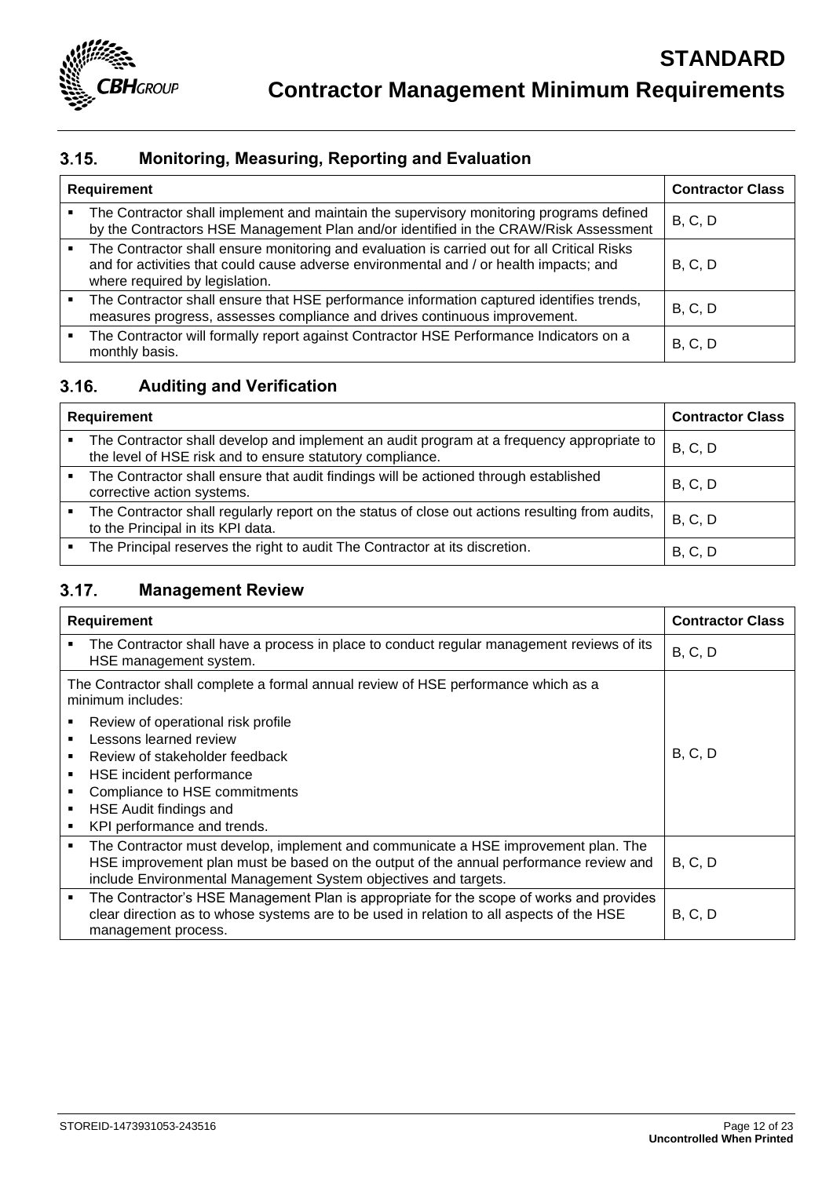## 3.15. Monitoring, Measuring, Reporting and Evaluation

| Requirement | Contractor Class |
|---|---|
| ▪ The Contractor shall implement and maintain the supervisory monitoring programs defined by the Contractors HSE Management Plan and/or identified in the CRAW/Risk Assessment | B, C, D |
| ▪ The Contractor shall ensure monitoring and evaluation is carried out for all Critical Risks and for activities that could cause adverse environmental and / or health impacts; and where required by legislation. | B, C, D |
| ▪ The Contractor shall ensure that HSE performance information captured identifies trends, measures progress, assesses compliance and drives continuous improvement. | B, C, D |
| ▪ The Contractor will formally report against Contractor HSE Performance Indicators on a monthly basis. | B, C, D |

## 3.16. Auditing and Verification

| Requirement | Contractor Class |
|---|---|
| ▪ The Contractor shall develop and implement an audit program at a frequency appropriate to the level of HSE risk and to ensure statutory compliance. | B, C, D |
| ▪ The Contractor shall ensure that audit findings will be actioned through established corrective action systems. | B, C, D |
| ▪ The Contractor shall regularly report on the status of close out actions resulting from audits, to the Principal in its KPI data. | B, C, D |
| ▪ The Principal reserves the right to audit The Contractor at its discretion. | B, C, D |

## 3.17. Management Review

| Requirement | Contractor Class |
|---|---|
| ▪ The Contractor shall have a process in place to conduct regular management reviews of its HSE management system. | B, C, D |
| The Contractor shall complete a formal annual review of HSE performance which as a minimum includes:<br>▪ Review of operational risk profile<br>▪ Lessons learned review<br>▪ Review of stakeholder feedback<br>▪ HSE incident performance<br>▪ Compliance to HSE commitments<br>▪ HSE Audit findings and<br>▪ KPI performance and trends. | B, C, D |
| ▪ The Contractor must develop, implement and communicate a HSE improvement plan. The HSE improvement plan must be based on the output of the annual performance review and include Environmental Management System objectives and targets. | B, C, D |
| ▪ The Contractor's HSE Management Plan is appropriate for the scope of works and provides clear direction as to whose systems are to be used in relation to all aspects of the HSE management process. | B, C, D |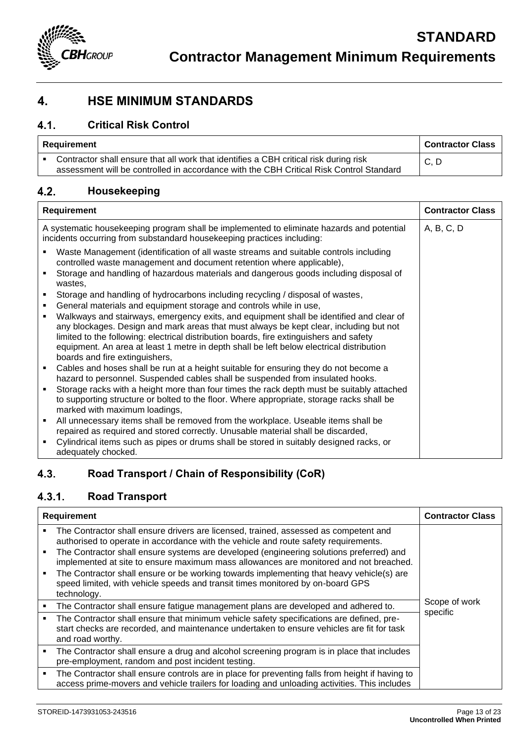## 4. HSE MINIMUM STANDARDS

### 4.1. Critical Risk Control

| Requirement | Contractor Class |
|---|---|
| ▪ Contractor shall ensure that all work that identifies a CBH critical risk during risk assessment will be controlled in accordance with the CBH Critical Risk Control Standard | C, D |

### 4.2. Housekeeping

| Requirement | Contractor Class |
|---|---|
| A systematic housekeeping program shall be implemented to eliminate hazards and potential incidents occurring from substandard housekeeping practices including:<br>▪ Waste Management (identification of all waste streams and suitable controls including controlled waste management and document retention where applicable),<br>▪ Storage and handling of hazardous materials and dangerous goods including disposal of wastes,<br>▪ Storage and handling of hydrocarbons including recycling / disposal of wastes,<br>▪ General materials and equipment storage and controls while in use,<br>▪ Walkways and stairways, emergency exits, and equipment shall be identified and clear of any blockages. Design and mark areas that must always be kept clear, including but not limited to the following: electrical distribution boards, fire extinguishers and safety equipment. An area at least 1 metre in depth shall be left below electrical distribution boards and fire extinguishers,<br>▪ Cables and hoses shall be run at a height suitable for ensuring they do not become a hazard to personnel. Suspended cables shall be suspended from insulated hooks.<br>▪ Storage racks with a height more than four times the rack depth must be suitably attached to supporting structure or bolted to the floor. Where appropriate, storage racks shall be marked with maximum loadings,<br>▪ All unnecessary items shall be removed from the workplace. Useable items shall be repaired as required and stored correctly. Unusable material shall be discarded,<br>▪ Cylindrical items such as pipes or drums shall be stored in suitably designed racks, or adequately chocked. | A, B, C, D |

### 4.3. Road Transport / Chain of Responsibility (CoR)

### 4.3.1. Road Transport

| Requirement | Contractor Class |
|---|---|
| ▪ The Contractor shall ensure drivers are licensed, trained, assessed as competent and authorised to operate in accordance with the vehicle and route safety requirements.<br>▪ The Contractor shall ensure systems are developed (engineering solutions preferred) and implemented at site to ensure maximum mass allowances are monitored and not breached.<br>▪ The Contractor shall ensure or be working towards implementing that heavy vehicle(s) are speed limited, with vehicle speeds and transit times monitored by on-board GPS technology. | Scope of work specific |
| ▪ The Contractor shall ensure fatigue management plans are developed and adhered to. | |
| ▪ The Contractor shall ensure that minimum vehicle safety specifications are defined, pre-start checks are recorded, and maintenance undertaken to ensure vehicles are fit for task and road worthy. | |
| ▪ The Contractor shall ensure a drug and alcohol screening program is in place that includes pre-employment, random and post incident testing. | |
| ▪ The Contractor shall ensure controls are in place for preventing falls from height if having to access prime-movers and vehicle trailers for loading and unloading activities. This includes | |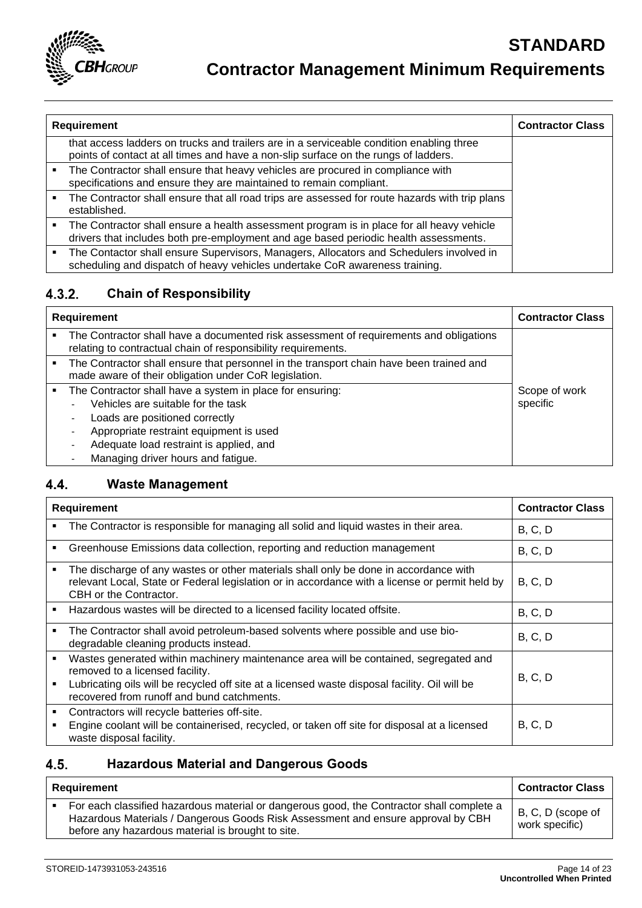| Requirement | Contractor Class |
| --- | --- |
| that access ladders on trucks and trailers are in a serviceable condition enabling three points of contact at all times and have a non-slip surface on the rungs of ladders. | |
| ▪ The Contractor shall ensure that heavy vehicles are procured in compliance with specifications and ensure they are maintained to remain compliant. | |
| ▪ The Contractor shall ensure that all road trips are assessed for route hazards with trip plans established. | |
| ▪ The Contractor shall ensure a health assessment program is in place for all heavy vehicle drivers that includes both pre-employment and age based periodic health assessments. | |
| ▪ The Contactor shall ensure Supervisors, Managers, Allocators and Schedulers involved in scheduling and dispatch of heavy vehicles undertake CoR awareness training. | |

### 4.3.2. Chain of Responsibility

| Requirement | Contractor Class |
| --- | --- |
| ▪ The Contractor shall have a documented risk assessment of requirements and obligations relating to contractual chain of responsibility requirements.<br>▪ The Contractor shall ensure that personnel in the transport chain have been trained and made aware of their obligation under CoR legislation.<br>▪ The Contractor shall have a system in place for ensuring:<br>- Vehicles are suitable for the task<br>- Loads are positioned correctly<br>- Appropriate restraint equipment is used<br>- Adequate load restraint is applied, and<br>- Managing driver hours and fatigue. | Scope of work specific |

## 4.4. Waste Management

| Requirement | Contractor Class |
| --- | --- |
| ▪ The Contractor is responsible for managing all solid and liquid wastes in their area. | B, C, D |
| ▪ Greenhouse Emissions data collection, reporting and reduction management | B, C, D |
| ▪ The discharge of any wastes or other materials shall only be done in accordance with relevant Local, State or Federal legislation or in accordance with a license or permit held by CBH or the Contractor. | B, C, D |
| ▪ Hazardous wastes will be directed to a licensed facility located offsite. | B, C, D |
| ▪ The Contractor shall avoid petroleum-based solvents where possible and use bio-degradable cleaning products instead. | B, C, D |
| ▪ Wastes generated within machinery maintenance area will be contained, segregated and removed to a licensed facility.<br>▪ Lubricating oils will be recycled off site at a licensed waste disposal facility. Oil will be recovered from runoff and bund catchments. | B, C, D |
| ▪ Contractors will recycle batteries off-site.<br>▪ Engine coolant will be containerised, recycled, or taken off site for disposal at a licensed waste disposal facility. | B, C, D |

## 4.5. Hazardous Material and Dangerous Goods

| Requirement | Contractor Class |
| --- | --- |
| ▪ For each classified hazardous material or dangerous good, the Contractor shall complete a Hazardous Materials / Dangerous Goods Risk Assessment and ensure approval by CBH before any hazardous material is brought to site. | B, C, D (scope of work specific) |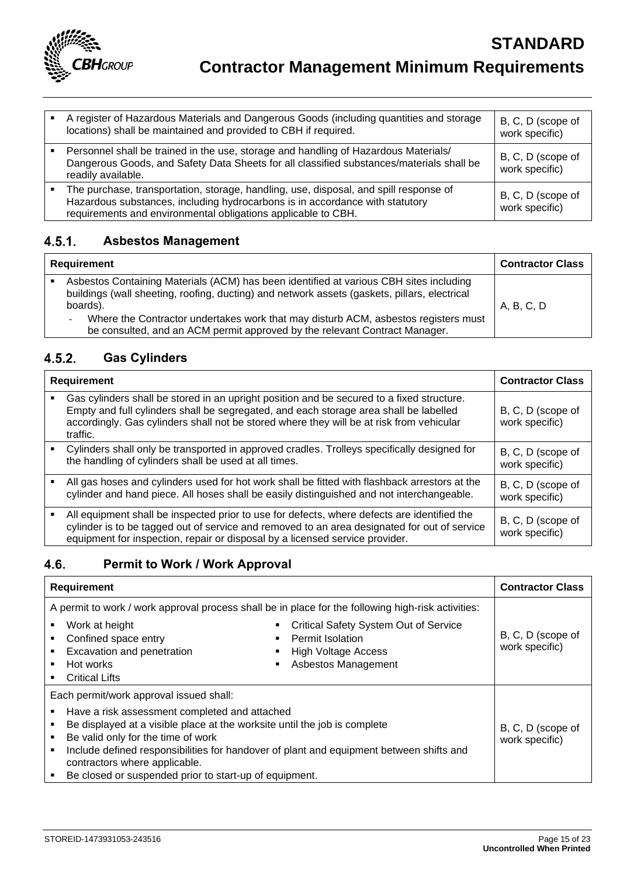| | |
|---|---|
| ▪ A register of Hazardous Materials and Dangerous Goods (including quantities and storage locations) shall be maintained and provided to CBH if required. | B, C, D (scope of work specific) |
| ▪ Personnel shall be trained in the use, storage and handling of Hazardous Materials/ Dangerous Goods, and Safety Data Sheets for all classified substances/materials shall be readily available. | B, C, D (scope of work specific) |
| ▪ The purchase, transportation, storage, handling, use, disposal, and spill response of Hazardous substances, including hydrocarbons is in accordance with statutory requirements and environmental obligations applicable to CBH. | B, C, D (scope of work specific) |

### 4.5.1. Asbestos Management

| Requirement | Contractor Class |
|---|---|
| ▪ Asbestos Containing Materials (ACM) has been identified at various CBH sites including buildings (wall sheeting, roofing, ducting) and network assets (gaskets, pillars, electrical boards).<br>- Where the Contractor undertakes work that may disturb ACM, asbestos registers must be consulted, and an ACM permit approved by the relevant Contract Manager. | A, B, C, D |

### 4.5.2. Gas Cylinders

| Requirement | Contractor Class |
|---|---|
| ▪ Gas cylinders shall be stored in an upright position and be secured to a fixed structure. Empty and full cylinders shall be segregated, and each storage area shall be labelled accordingly. Gas cylinders shall not be stored where they will be at risk from vehicular traffic. | B, C, D (scope of work specific) |
| ▪ Cylinders shall only be transported in approved cradles. Trolleys specifically designed for the handling of cylinders shall be used at all times. | B, C, D (scope of work specific) |
| ▪ All gas hoses and cylinders used for hot work shall be fitted with flashback arrestors at the cylinder and hand piece. All hoses shall be easily distinguished and not interchangeable. | B, C, D (scope of work specific) |
| ▪ All equipment shall be inspected prior to use for defects, where defects are identified the cylinder is to be tagged out of service and removed to an area designated for out of service equipment for inspection, repair or disposal by a licensed service provider. | B, C, D (scope of work specific) |

## 4.6. Permit to Work / Work Approval

| Requirement | Contractor Class |
|---|---|
| A permit to work / work approval process shall be in place for the following high-risk activities:<br>▪ Work at height<br>▪ Confined space entry<br>▪ Excavation and penetration<br>▪ Hot works<br>▪ Critical Lifts<br>▪ Critical Safety System Out of Service<br>▪ Permit Isolation<br>▪ High Voltage Access<br>▪ Asbestos Management | B, C, D (scope of work specific) |
| Each permit/work approval issued shall:<br>▪ Have a risk assessment completed and attached<br>▪ Be displayed at a visible place at the worksite until the job is complete<br>▪ Be valid only for the time of work<br>▪ Include defined responsibilities for handover of plant and equipment between shifts and contractors where applicable.<br>▪ Be closed or suspended prior to start-up of equipment. | B, C, D (scope of work specific) |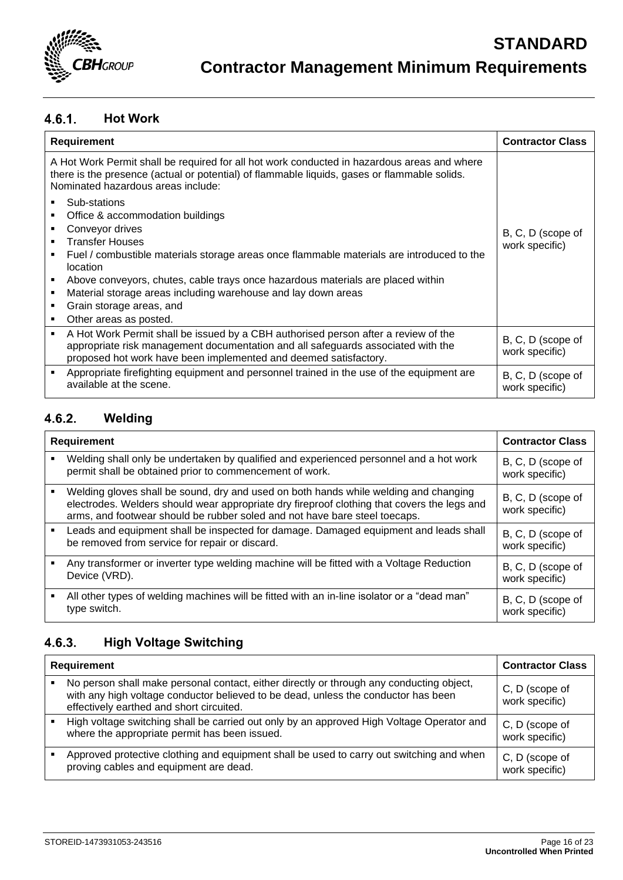### 4.6.1. Hot Work

| Requirement | Contractor Class |
|---|---|
| A Hot Work Permit shall be required for all hot work conducted in hazardous areas and where there is the presence (actual or potential) of flammable liquids, gases or flammable solids. Nominated hazardous areas include:<br>▪ Sub-stations<br>▪ Office & accommodation buildings<br>▪ Conveyor drives<br>▪ Transfer Houses<br>▪ Fuel / combustible materials storage areas once flammable materials are introduced to the location<br>▪ Above conveyors, chutes, cable trays once hazardous materials are placed within<br>▪ Material storage areas including warehouse and lay down areas<br>▪ Grain storage areas, and<br>▪ Other areas as posted. | B, C, D (scope of work specific) |
| ▪ A Hot Work Permit shall be issued by a CBH authorised person after a review of the appropriate risk management documentation and all safeguards associated with the proposed hot work have been implemented and deemed satisfactory. | B, C, D (scope of work specific) |
| ▪ Appropriate firefighting equipment and personnel trained in the use of the equipment are available at the scene. | B, C, D (scope of work specific) |

### 4.6.2. Welding

| Requirement | Contractor Class |
|---|---|
| ▪ Welding shall only be undertaken by qualified and experienced personnel and a hot work permit shall be obtained prior to commencement of work. | B, C, D (scope of work specific) |
| ▪ Welding gloves shall be sound, dry and used on both hands while welding and changing electrodes. Welders should wear appropriate dry fireproof clothing that covers the legs and arms, and footwear should be rubber soled and not have bare steel toecaps. | B, C, D (scope of work specific) |
| ▪ Leads and equipment shall be inspected for damage. Damaged equipment and leads shall be removed from service for repair or discard. | B, C, D (scope of work specific) |
| ▪ Any transformer or inverter type welding machine will be fitted with a Voltage Reduction Device (VRD). | B, C, D (scope of work specific) |
| ▪ All other types of welding machines will be fitted with an in-line isolator or a "dead man" type switch. | B, C, D (scope of work specific) |

### 4.6.3. High Voltage Switching

| Requirement | Contractor Class |
|---|---|
| ▪ No person shall make personal contact, either directly or through any conducting object, with any high voltage conductor believed to be dead, unless the conductor has been effectively earthed and short circuited. | C, D (scope of work specific) |
| ▪ High voltage switching shall be carried out only by an approved High Voltage Operator and where the appropriate permit has been issued. | C, D (scope of work specific) |
| ▪ Approved protective clothing and equipment shall be used to carry out switching and when proving cables and equipment are dead. | C, D (scope of work specific) |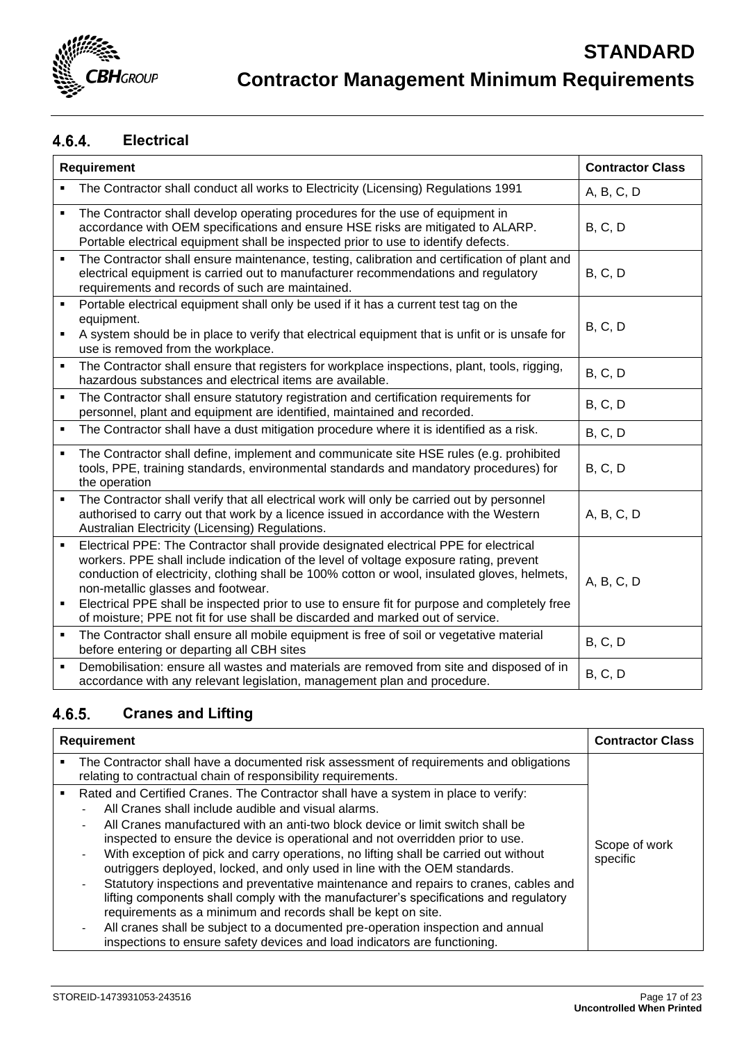### 4.6.4. Electrical

| Requirement | Contractor Class |
|---|---|
| ▪ The Contractor shall conduct all works to Electricity (Licensing) Regulations 1991 | A, B, C, D |
| ▪ The Contractor shall develop operating procedures for the use of equipment in accordance with OEM specifications and ensure HSE risks are mitigated to ALARP. Portable electrical equipment shall be inspected prior to use to identify defects. | B, C, D |
| ▪ The Contractor shall ensure maintenance, testing, calibration and certification of plant and electrical equipment is carried out to manufacturer recommendations and regulatory requirements and records of such are maintained. | B, C, D |
| ▪ Portable electrical equipment shall only be used if it has a current test tag on the equipment.<br>▪ A system should be in place to verify that electrical equipment that is unfit or is unsafe for use is removed from the workplace. | B, C, D |
| ▪ The Contractor shall ensure that registers for workplace inspections, plant, tools, rigging, hazardous substances and electrical items are available. | B, C, D |
| ▪ The Contractor shall ensure statutory registration and certification requirements for personnel, plant and equipment are identified, maintained and recorded. | B, C, D |
| ▪ The Contractor shall have a dust mitigation procedure where it is identified as a risk. | B, C, D |
| ▪ The Contractor shall define, implement and communicate site HSE rules (e.g. prohibited tools, PPE, training standards, environmental standards and mandatory procedures) for the operation | B, C, D |
| ▪ The Contractor shall verify that all electrical work will only be carried out by personnel authorised to carry out that work by a licence issued in accordance with the Western Australian Electricity (Licensing) Regulations. | A, B, C, D |
| ▪ Electrical PPE: The Contractor shall provide designated electrical PPE for electrical workers. PPE shall include indication of the level of voltage exposure rating, prevent conduction of electricity, clothing shall be 100% cotton or wool, insulated gloves, helmets, non-metallic glasses and footwear.<br>▪ Electrical PPE shall be inspected prior to use to ensure fit for purpose and completely free of moisture; PPE not fit for use shall be discarded and marked out of service. | A, B, C, D |
| ▪ The Contractor shall ensure all mobile equipment is free of soil or vegetative material before entering or departing all CBH sites | B, C, D |
| ▪ Demobilisation: ensure all wastes and materials are removed from site and disposed of in accordance with any relevant legislation, management plan and procedure. | B, C, D |

### 4.6.5. Cranes and Lifting

| Requirement | Contractor Class |
|---|---|
| ▪ The Contractor shall have a documented risk assessment of requirements and obligations relating to contractual chain of responsibility requirements.<br>▪ Rated and Certified Cranes. The Contractor shall have a system in place to verify:<br>- All Cranes shall include audible and visual alarms.<br>- All Cranes manufactured with an anti-two block device or limit switch shall be inspected to ensure the device is operational and not overridden prior to use.<br>- With exception of pick and carry operations, no lifting shall be carried out without outriggers deployed, locked, and only used in line with the OEM standards.<br>- Statutory inspections and preventative maintenance and repairs to cranes, cables and lifting components shall comply with the manufacturer's specifications and regulatory requirements as a minimum and records shall be kept on site.<br>- All cranes shall be subject to a documented pre-operation inspection and annual inspections to ensure safety devices and load indicators are functioning. | Scope of work specific |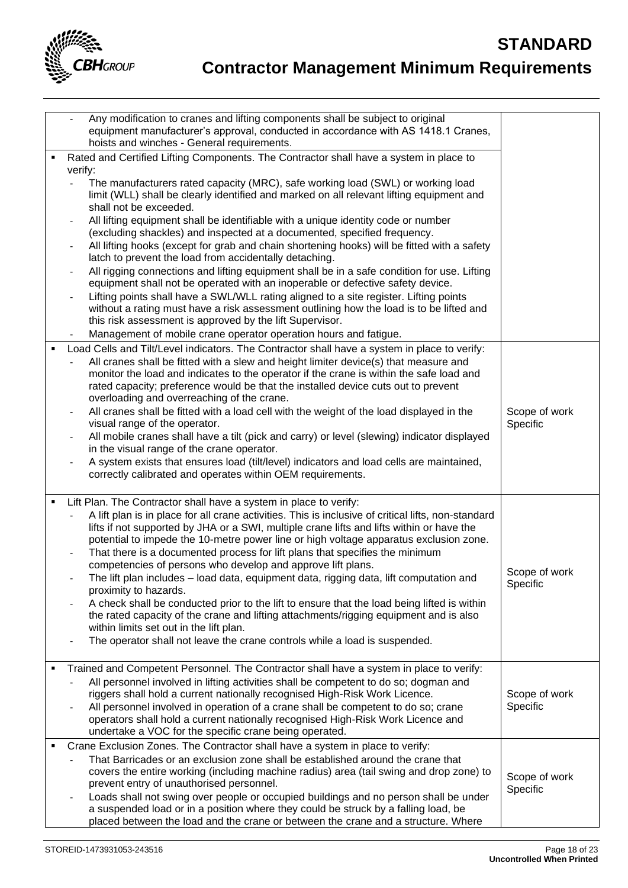| | |
|---|---|
| - Any modification to cranes and lifting components shall be subject to original equipment manufacturer's approval, conducted in accordance with AS 1418.1 Cranes, hoists and winches - General requirements.<br>▪ Rated and Certified Lifting Components. The Contractor shall have a system in place to verify:<br>- The manufacturers rated capacity (MRC), safe working load (SWL) or working load limit (WLL) shall be clearly identified and marked on all relevant lifting equipment and shall not be exceeded.<br>- All lifting equipment shall be identifiable with a unique identity code or number (excluding shackles) and inspected at a documented, specified frequency.<br>- All lifting hooks (except for grab and chain shortening hooks) will be fitted with a safety latch to prevent the load from accidentally detaching.<br>- All rigging connections and lifting equipment shall be in a safe condition for use. Lifting equipment shall not be operated with an inoperable or defective safety device.<br>- Lifting points shall have a SWL/WLL rating aligned to a site register. Lifting points without a rating must have a risk assessment outlining how the load is to be lifted and this risk assessment is approved by the lift Supervisor.<br>- Management of mobile crane operator operation hours and fatigue. | |
| ▪ Load Cells and Tilt/Level indicators. The Contractor shall have a system in place to verify:<br>- All cranes shall be fitted with a slew and height limiter device(s) that measure and monitor the load and indicates to the operator if the crane is within the safe load and rated capacity; preference would be that the installed device cuts out to prevent overloading and overreaching of the crane.<br>- All cranes shall be fitted with a load cell with the weight of the load displayed in the visual range of the operator.<br>- All mobile cranes shall have a tilt (pick and carry) or level (slewing) indicator displayed in the visual range of the crane operator.<br>- A system exists that ensures load (tilt/level) indicators and load cells are maintained, correctly calibrated and operates within OEM requirements. | Scope of work Specific |
| ▪ Lift Plan. The Contractor shall have a system in place to verify:<br>- A lift plan is in place for all crane activities. This is inclusive of critical lifts, non-standard lifts if not supported by JHA or a SWI, multiple crane lifts and lifts within or have the potential to impede the 10-metre power line or high voltage apparatus exclusion zone.<br>- That there is a documented process for lift plans that specifies the minimum competencies of persons who develop and approve lift plans.<br>- The lift plan includes – load data, equipment data, rigging data, lift computation and proximity to hazards.<br>- A check shall be conducted prior to the lift to ensure that the load being lifted is within the rated capacity of the crane and lifting attachments/rigging equipment and is also within limits set out in the lift plan.<br>- The operator shall not leave the crane controls while a load is suspended. | Scope of work Specific |
| ▪ Trained and Competent Personnel. The Contractor shall have a system in place to verify:<br>- All personnel involved in lifting activities shall be competent to do so; dogman and riggers shall hold a current nationally recognised High-Risk Work Licence.<br>- All personnel involved in operation of a crane shall be competent to do so; crane operators shall hold a current nationally recognised High-Risk Work Licence and undertake a VOC for the specific crane being operated. | Scope of work Specific |
| ▪ Crane Exclusion Zones. The Contractor shall have a system in place to verify:<br>- That Barricades or an exclusion zone shall be established around the crane that covers the entire working (including machine radius) area (tail swing and drop zone) to prevent entry of unauthorised personnel.<br>- Loads shall not swing over people or occupied buildings and no person shall be under a suspended load or in a position where they could be struck by a falling load, be placed between the load and the crane or between the crane and a structure. Where | Scope of work Specific |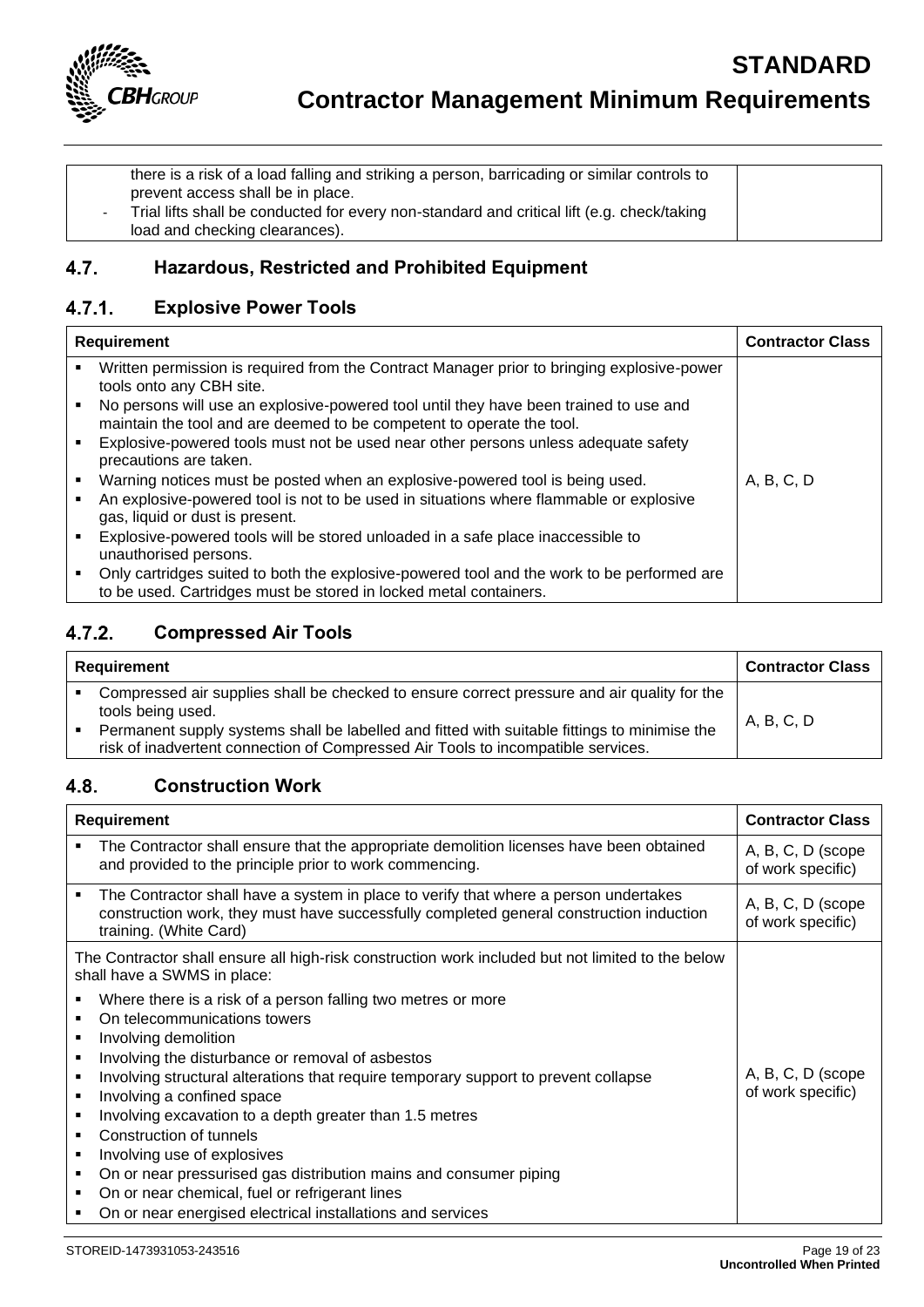| | |
|---|---|
| there is a risk of a load falling and striking a person, barricading or similar controls to prevent access shall be in place.<br>- Trial lifts shall be conducted for every non-standard and critical lift (e.g. check/taking load and checking clearances). | |

## 4.7. Hazardous, Restricted and Prohibited Equipment

### 4.7.1. Explosive Power Tools

| Requirement | Contractor Class |
|---|---|
| ▪ Written permission is required from the Contract Manager prior to bringing explosive-power tools onto any CBH site.<br>▪ No persons will use an explosive-powered tool until they have been trained to use and maintain the tool and are deemed to be competent to operate the tool.<br>▪ Explosive-powered tools must not be used near other persons unless adequate safety precautions are taken.<br>▪ Warning notices must be posted when an explosive-powered tool is being used.<br>▪ An explosive-powered tool is not to be used in situations where flammable or explosive gas, liquid or dust is present.<br>▪ Explosive-powered tools will be stored unloaded in a safe place inaccessible to unauthorised persons.<br>▪ Only cartridges suited to both the explosive-powered tool and the work to be performed are to be used. Cartridges must be stored in locked metal containers. | A, B, C, D |

### 4.7.2. Compressed Air Tools

| Requirement | Contractor Class |
|---|---|
| ▪ Compressed air supplies shall be checked to ensure correct pressure and air quality for the tools being used.<br>▪ Permanent supply systems shall be labelled and fitted with suitable fittings to minimise the risk of inadvertent connection of Compressed Air Tools to incompatible services. | A, B, C, D |

## 4.8. Construction Work

| Requirement | Contractor Class |
|---|---|
| ▪ The Contractor shall ensure that the appropriate demolition licenses have been obtained and provided to the principle prior to work commencing. | A, B, C, D (scope of work specific) |
| ▪ The Contractor shall have a system in place to verify that where a person undertakes construction work, they must have successfully completed general construction induction training. (White Card) | A, B, C, D (scope of work specific) |
| The Contractor shall ensure all high-risk construction work included but not limited to the below shall have a SWMS in place:<br>▪ Where there is a risk of a person falling two metres or more<br>▪ On telecommunications towers<br>▪ Involving demolition<br>▪ Involving the disturbance or removal of asbestos<br>▪ Involving structural alterations that require temporary support to prevent collapse<br>▪ Involving a confined space<br>▪ Involving excavation to a depth greater than 1.5 metres<br>▪ Construction of tunnels<br>▪ Involving use of explosives<br>▪ On or near pressurised gas distribution mains and consumer piping<br>▪ On or near chemical, fuel or refrigerant lines<br>▪ On or near energised electrical installations and services | A, B, C, D (scope of work specific) |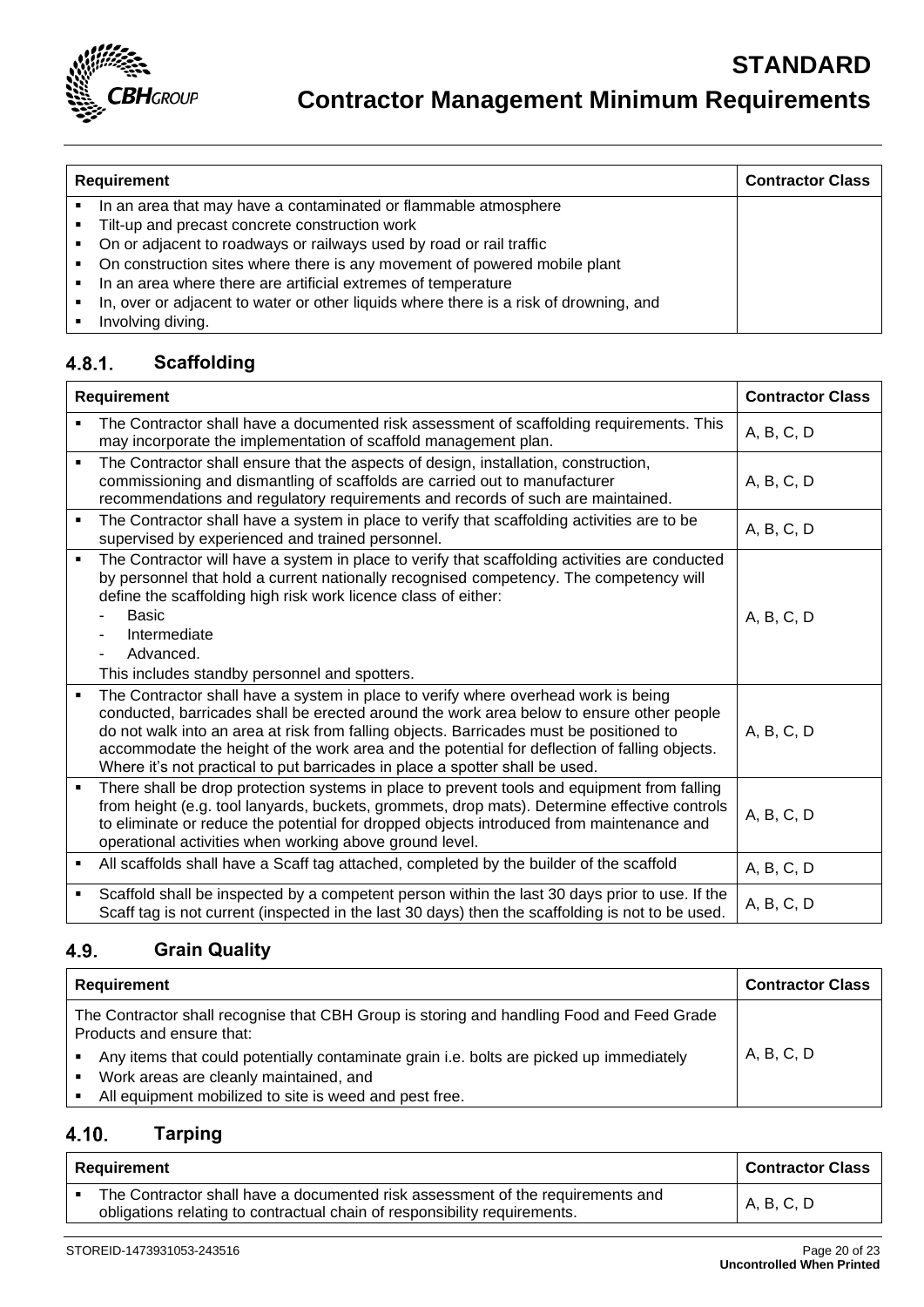| Requirement | Contractor Class |
|---|---|
| ▪ In an area that may have a contaminated or flammable atmosphere<br>▪ Tilt-up and precast concrete construction work<br>▪ On or adjacent to roadways or railways used by road or rail traffic<br>▪ On construction sites where there is any movement of powered mobile plant<br>▪ In an area where there are artificial extremes of temperature<br>▪ In, over or adjacent to water or other liquids where there is a risk of drowning, and<br>▪ Involving diving. | |

### 4.8.1. Scaffolding

| Requirement | Contractor Class |
|---|---|
| ▪ The Contractor shall have a documented risk assessment of scaffolding requirements. This may incorporate the implementation of scaffold management plan. | A, B, C, D |
| ▪ The Contractor shall ensure that the aspects of design, installation, construction, commissioning and dismantling of scaffolds are carried out to manufacturer recommendations and regulatory requirements and records of such are maintained. | A, B, C, D |
| ▪ The Contractor shall have a system in place to verify that scaffolding activities are to be supervised by experienced and trained personnel. | A, B, C, D |
| ▪ The Contractor will have a system in place to verify that scaffolding activities are conducted by personnel that hold a current nationally recognised competency. The competency will define the scaffolding high risk work licence class of either:<br>- Basic<br>- Intermediate<br>- Advanced.<br>This includes standby personnel and spotters. | A, B, C, D |
| ▪ The Contractor shall have a system in place to verify where overhead work is being conducted, barricades shall be erected around the work area below to ensure other people do not walk into an area at risk from falling objects. Barricades must be positioned to accommodate the height of the work area and the potential for deflection of falling objects. Where it's not practical to put barricades in place a spotter shall be used. | A, B, C, D |
| ▪ There shall be drop protection systems in place to prevent tools and equipment from falling from height (e.g. tool lanyards, buckets, grommets, drop mats). Determine effective controls to eliminate or reduce the potential for dropped objects introduced from maintenance and operational activities when working above ground level. | A, B, C, D |
| ▪ All scaffolds shall have a Scaff tag attached, completed by the builder of the scaffold | A, B, C, D |
| ▪ Scaffold shall be inspected by a competent person within the last 30 days prior to use. If the Scaff tag is not current (inspected in the last 30 days) then the scaffolding is not to be used. | A, B, C, D |

## 4.9. Grain Quality

| Requirement | Contractor Class |
|---|---|
| The Contractor shall recognise that CBH Group is storing and handling Food and Feed Grade Products and ensure that:<br>▪ Any items that could potentially contaminate grain i.e. bolts are picked up immediately<br>▪ Work areas are cleanly maintained, and<br>▪ All equipment mobilized to site is weed and pest free. | A, B, C, D |

## 4.10. Tarping

| Requirement | Contractor Class |
|---|---|
| ▪ The Contractor shall have a documented risk assessment of the requirements and obligations relating to contractual chain of responsibility requirements. | A, B, C, D |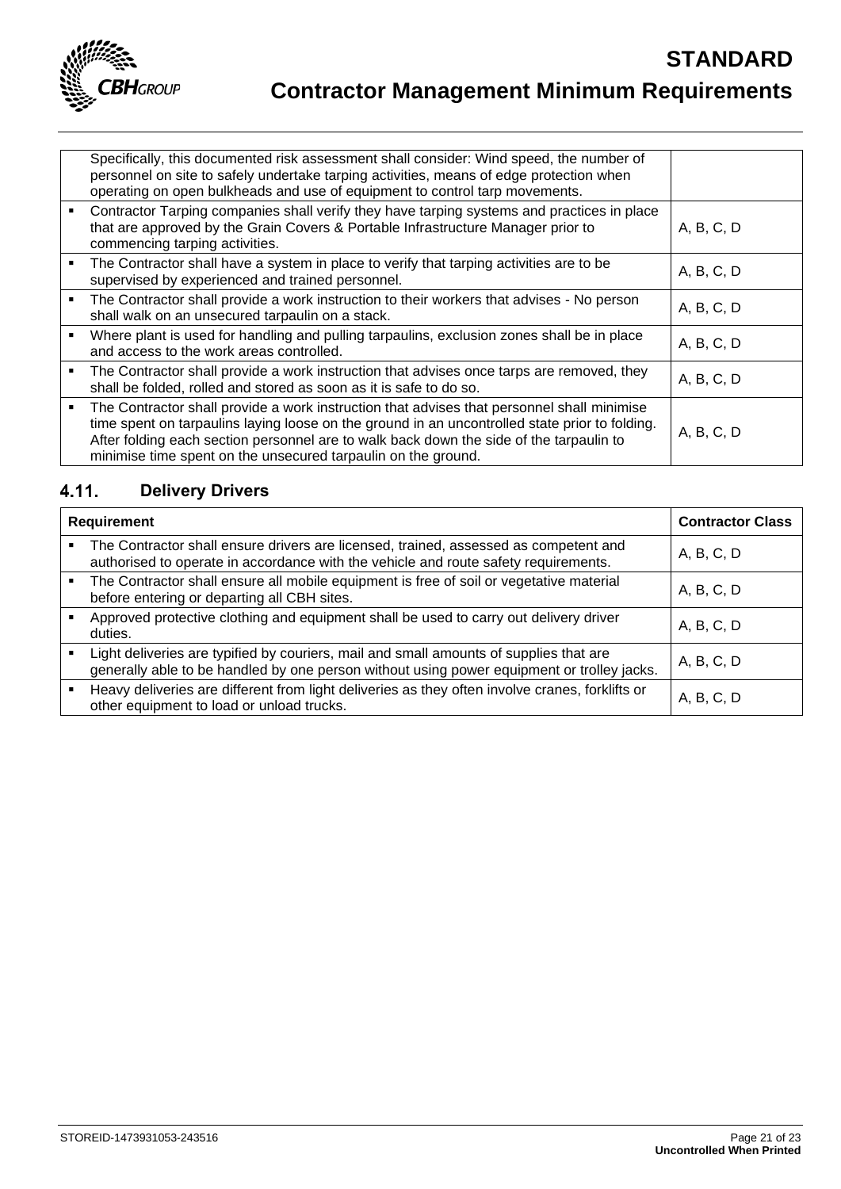| | |
|---|---|
| Specifically, this documented risk assessment shall consider: Wind speed, the number of personnel on site to safely undertake tarping activities, means of edge protection when operating on open bulkheads and use of equipment to control tarp movements. | |
| ▪ Contractor Tarping companies shall verify they have tarping systems and practices in place that are approved by the Grain Covers & Portable Infrastructure Manager prior to commencing tarping activities. | A, B, C, D |
| ▪ The Contractor shall have a system in place to verify that tarping activities are to be supervised by experienced and trained personnel. | A, B, C, D |
| ▪ The Contractor shall provide a work instruction to their workers that advises - No person shall walk on an unsecured tarpaulin on a stack. | A, B, C, D |
| ▪ Where plant is used for handling and pulling tarpaulins, exclusion zones shall be in place and access to the work areas controlled. | A, B, C, D |
| ▪ The Contractor shall provide a work instruction that advises once tarps are removed, they shall be folded, rolled and stored as soon as it is safe to do so. | A, B, C, D |
| ▪ The Contractor shall provide a work instruction that advises that personnel shall minimise time spent on tarpaulins laying loose on the ground in an uncontrolled state prior to folding. After folding each section personnel are to walk back down the side of the tarpaulin to minimise time spent on the unsecured tarpaulin on the ground. | A, B, C, D |

## 4.11. Delivery Drivers

| Requirement | Contractor Class |
|---|---|
| ▪ The Contractor shall ensure drivers are licensed, trained, assessed as competent and authorised to operate in accordance with the vehicle and route safety requirements. | A, B, C, D |
| ▪ The Contractor shall ensure all mobile equipment is free of soil or vegetative material before entering or departing all CBH sites. | A, B, C, D |
| ▪ Approved protective clothing and equipment shall be used to carry out delivery driver duties. | A, B, C, D |
| ▪ Light deliveries are typified by couriers, mail and small amounts of supplies that are generally able to be handled by one person without using power equipment or trolley jacks. | A, B, C, D |
| ▪ Heavy deliveries are different from light deliveries as they often involve cranes, forklifts or other equipment to load or unload trucks. | A, B, C, D |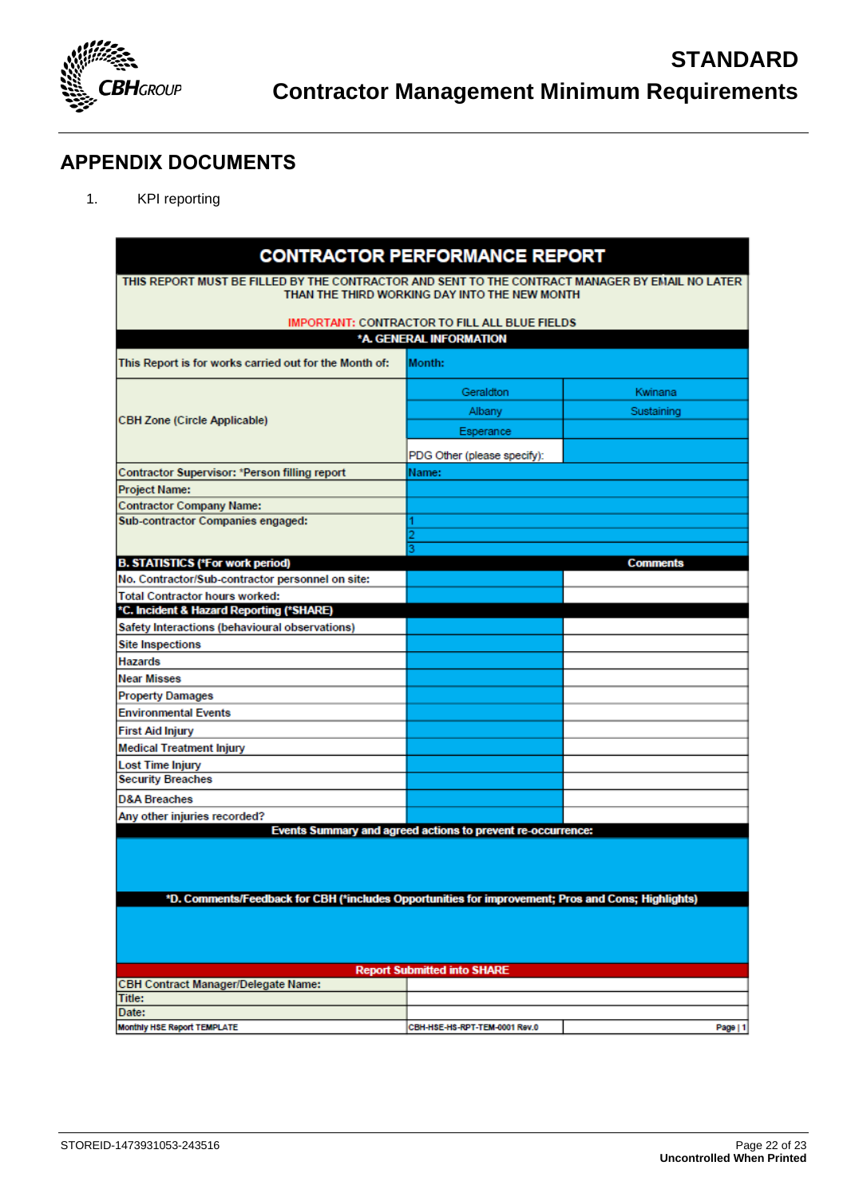## APPENDIX DOCUMENTS

1. KPI reporting

| CONTRACTOR PERFORMANCE REPORT | | |
|---|---|---|
| THIS REPORT MUST BE FILLED BY THE CONTRACTOR AND SENT TO THE CONTRACT MANAGER BY EMAIL NO LATER THAN THE THIRD WORKING DAY INTO THE NEW MONTH | | |
| IMPORTANT: CONTRACTOR TO FILL ALL BLUE FIELDS | | |
| *A. GENERAL INFORMATION | | |
| This Report is for works carried out for the Month of: | Month: | |
| CBH Zone (Circle Applicable) | Geraldton | Kwinana |
| | Albany | Sustaining |
| | Esperance | |
| | PDG Other (please specify): | |
| Contractor Supervisor: *Person filling report | Name: | |
| Project Name: | | |
| Contractor Company Name: | | |
| Sub-contractor Companies engaged: | 1 | |
| | 2 | |
| | 3 | |
| B. STATISTICS (*For work period) | | Comments |
| No. Contractor/Sub-contractor personnel on site: | | |
| Total Contractor hours worked: | | |
| *C. Incident & Hazard Reporting (*SHARE) | | |
| Safety Interactions (behavioural observations) | | |
| Site Inspections | | |
| Hazards | | |
| Near Misses | | |
| Property Damages | | |
| Environmental Events | | |
| First Aid Injury | | |
| Medical Treatment Injury | | |
| Lost Time Injury | | |
| Security Breaches | | |
| D&A Breaches | | |
| Any other injuries recorded? | | |
| Events Summary and agreed actions to prevent re-occurrence: | | |
| | | |
| *D. Comments/Feedback for CBH (*includes Opportunities for improvement; Pros and Cons; Highlights) | | |
| | | |
| Report Submitted into SHARE | | |
| CBH Contract Manager/Delegate Name: | | |
| Title: | | |
| Date: | | |
| Monthly HSE Report TEMPLATE | CBH-HSE-HS-RPT-TEM-0001 Rev.0 | Page \| 1 |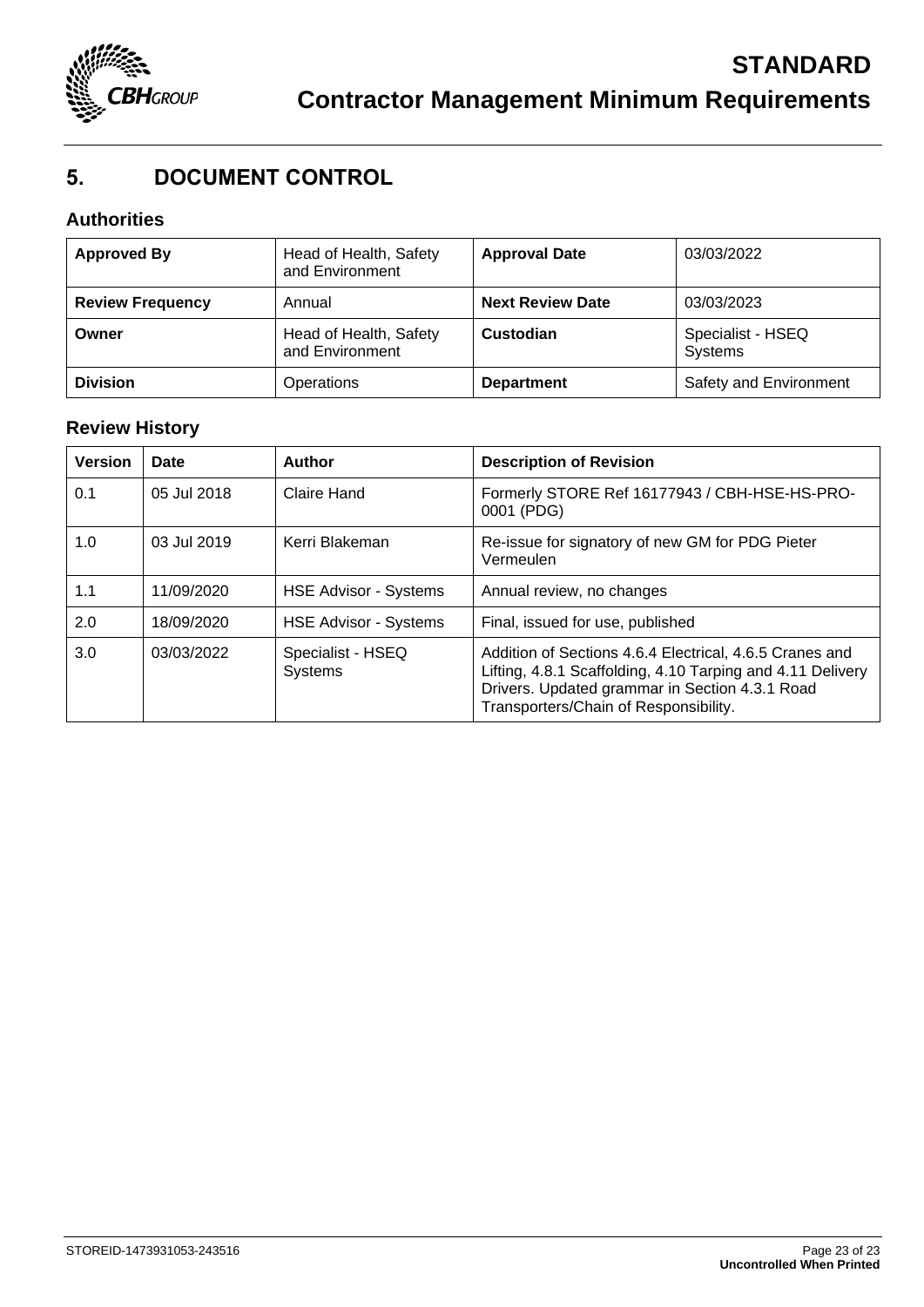## 5. DOCUMENT CONTROL

### Authorities

| | | | |
|---|---|---|---|
| **Approved By** | Head of Health, Safety and Environment | **Approval Date** | 03/03/2022 |
| **Review Frequency** | Annual | **Next Review Date** | 03/03/2023 |
| **Owner** | Head of Health, Safety and Environment | **Custodian** | Specialist - HSEQ Systems |
| **Division** | Operations | **Department** | Safety and Environment |

### Review History

| Version | Date | Author | Description of Revision |
|---|---|---|---|
| 0.1 | 05 Jul 2018 | Claire Hand | Formerly STORE Ref 16177943 / CBH-HSE-HS-PRO-0001 (PDG) |
| 1.0 | 03 Jul 2019 | Kerri Blakeman | Re-issue for signatory of new GM for PDG Pieter Vermeulen |
| 1.1 | 11/09/2020 | HSE Advisor - Systems | Annual review, no changes |
| 2.0 | 18/09/2020 | HSE Advisor - Systems | Final, issued for use, published |
| 3.0 | 03/03/2022 | Specialist - HSEQ Systems | Addition of Sections 4.6.4 Electrical, 4.6.5 Cranes and Lifting, 4.8.1 Scaffolding, 4.10 Tarping and 4.11 Delivery Drivers. Updated grammar in Section 4.3.1 Road Transporters/Chain of Responsibility. |